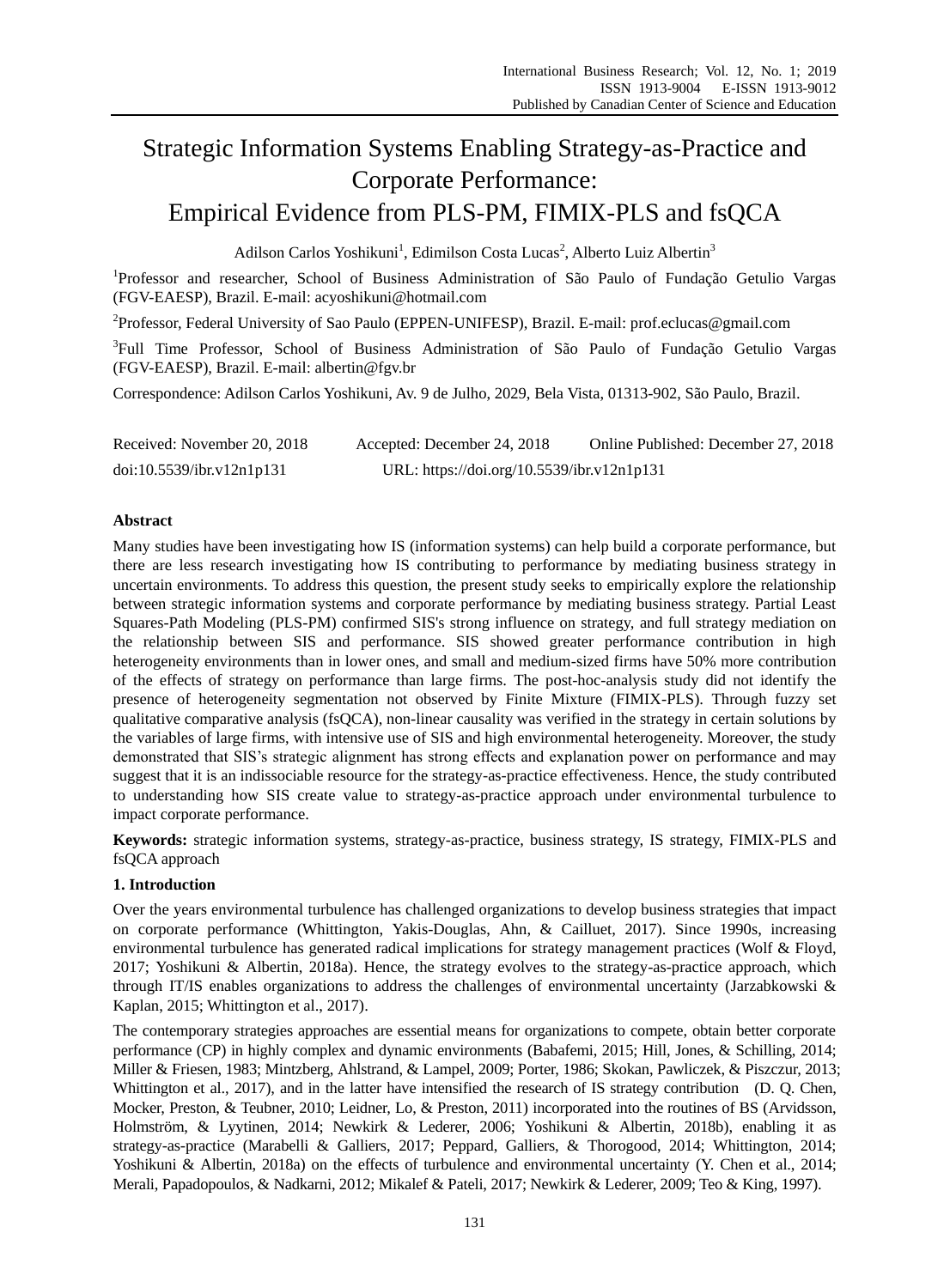# Strategic Information Systems Enabling Strategy-as-Practice and Corporate Performance: Empirical Evidence from PLS-PM, FIMIX-PLS and fsQCA

Adilson Carlos Yoshikuni[1], Edimilson Costa Lucas[2], Alberto Luiz Albertin[3]

[1]Professor and researcher, School of Business Administration of São Paulo of Fundação Getulio Vargas (FGV-EAESP), Brazil. E-mail: acyoshikuni@hotmail.com

[2]Professor, Federal University of Sao Paulo (EPPEN-UNIFESP), Brazil. E-mail: prof.eclucas@gmail.com

[3]Full Time Professor, School of Business Administration of São Paulo of Fundação Getulio Vargas (FGV-EAESP), Brazil. E-mail: albertin@fgv.br

Correspondence: Adilson Carlos Yoshikuni, Av. 9 de Julho, 2029, Bela Vista, 01313-902, São Paulo, Brazil.

Received: November 20, 2018 Accepted: December 24, 2018 Online Published: December 27, 2018

doi:10.5539/ibr.v12n1p131 URL: https://doi.org/10.5539/ibr.v12n1p131

## Abstract

Many studies have been investigating how IS (information systems) can help build a corporate performance, but there are less research investigating how IS contributing to performance by mediating business strategy in uncertain environments. To address this question, the present study seeks to empirically explore the relationship between strategic information systems and corporate performance by mediating business strategy. Partial Least Squares-Path Modeling (PLS-PM) confirmed SIS's strong influence on strategy, and full strategy mediation on the relationship between SIS and performance. SIS showed greater performance contribution in high heterogeneity environments than in lower ones, and small and medium-sized firms have 50% more contribution of the effects of strategy on performance than large firms. The post-hoc-analysis study did not identify the presence of heterogeneity segmentation not observed by Finite Mixture (FIMIX-PLS). Through fuzzy set qualitative comparative analysis (fsQCA), non-linear causality was verified in the strategy in certain solutions by the variables of large firms, with intensive use of SIS and high environmental heterogeneity. Moreover, the study demonstrated that SIS's strategic alignment has strong effects and explanation power on performance and may suggest that it is an indissociable resource for the strategy-as-practice effectiveness. Hence, the study contributed to understanding how SIS create value to strategy-as-practice approach under environmental turbulence to impact corporate performance.

**Keywords:** strategic information systems, strategy-as-practice, business strategy, IS strategy, FIMIX-PLS and fsQCA approach

## 1. Introduction

Over the years environmental turbulence has challenged organizations to develop business strategies that impact on corporate performance (Whittington, Yakis-Douglas, Ahn, & Cailluet, 2017). Since 1990s, increasing environmental turbulence has generated radical implications for strategy management practices (Wolf & Floyd, 2017; Yoshikuni & Albertin, 2018a). Hence, the strategy evolves to the strategy-as-practice approach, which through IT/IS enables organizations to address the challenges of environmental uncertainty (Jarzabkowski & Kaplan, 2015; Whittington et al., 2017).

The contemporary strategies approaches are essential means for organizations to compete, obtain better corporate performance (CP) in highly complex and dynamic environments (Babafemi, 2015; Hill, Jones, & Schilling, 2014; Miller & Friesen, 1983; Mintzberg, Ahlstrand, & Lampel, 2009; Porter, 1986; Skokan, Pawliczek, & Piszczur, 2013; Whittington et al., 2017), and in the latter have intensified the research of IS strategy contribution (D. Q. Chen, Mocker, Preston, & Teubner, 2010; Leidner, Lo, & Preston, 2011) incorporated into the routines of BS (Arvidsson, Holmström, & Lyytinen, 2014; Newkirk & Lederer, 2006; Yoshikuni & Albertin, 2018b), enabling it as strategy-as-practice (Marabelli & Galliers, 2017; Peppard, Galliers, & Thorogood, 2014; Whittington, 2014; Yoshikuni & Albertin, 2018a) on the effects of turbulence and environmental uncertainty (Y. Chen et al., 2014; Merali, Papadopoulos, & Nadkarni, 2012; Mikalef & Pateli, 2017; Newkirk & Lederer, 2009; Teo & King, 1997).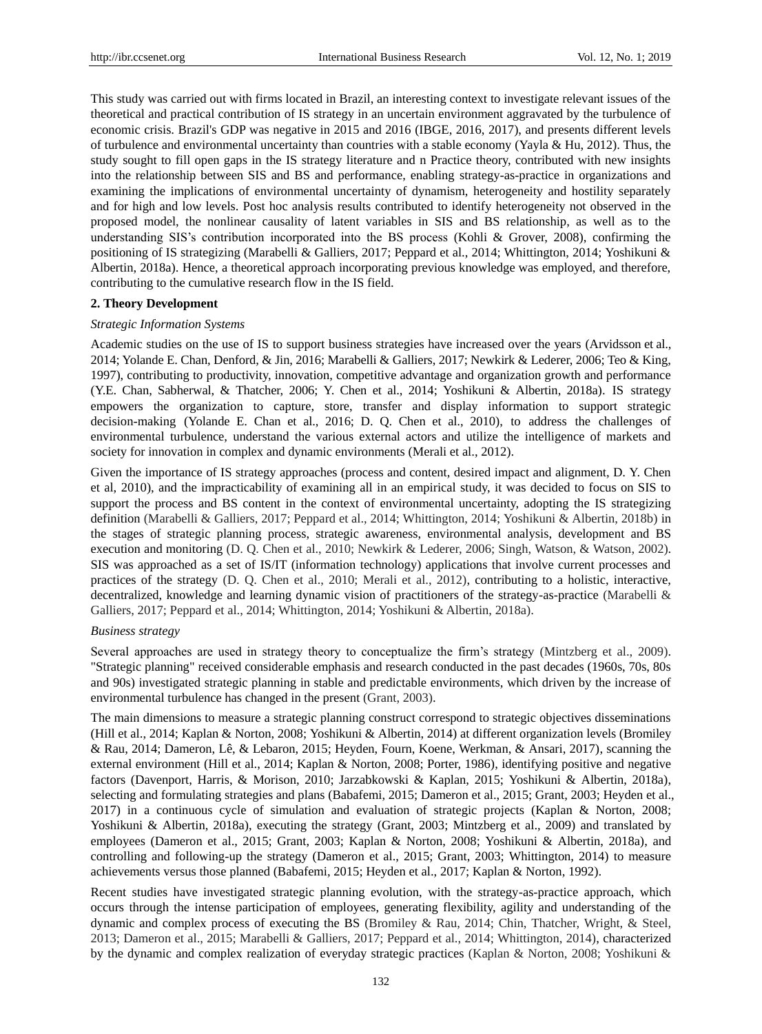This study was carried out with firms located in Brazil, an interesting context to investigate relevant issues of the theoretical and practical contribution of IS strategy in an uncertain environment aggravated by the turbulence of economic crisis. Brazil's GDP was negative in 2015 and 2016 (IBGE, 2016, 2017), and presents different levels of turbulence and environmental uncertainty than countries with a stable economy (Yayla & Hu, 2012). Thus, the study sought to fill open gaps in the IS strategy literature and n Practice theory, contributed with new insights into the relationship between SIS and BS and performance, enabling strategy-as-practice in organizations and examining the implications of environmental uncertainty of dynamism, heterogeneity and hostility separately and for high and low levels. Post hoc analysis results contributed to identify heterogeneity not observed in the proposed model, the nonlinear causality of latent variables in SIS and BS relationship, as well as to the understanding SIS's contribution incorporated into the BS process (Kohli & Grover, 2008), confirming the positioning of IS strategizing (Marabelli & Galliers, 2017; Peppard et al., 2014; Whittington, 2014; Yoshikuni & Albertin, 2018a). Hence, a theoretical approach incorporating previous knowledge was employed, and therefore, contributing to the cumulative research flow in the IS field.

## 2. Theory Development

*Strategic Information Systems*

Academic studies on the use of IS to support business strategies have increased over the years (Arvidsson et al., 2014; Yolande E. Chan, Denford, & Jin, 2016; Marabelli & Galliers, 2017; Newkirk & Lederer, 2006; Teo & King, 1997), contributing to productivity, innovation, competitive advantage and organization growth and performance (Y.E. Chan, Sabherwal, & Thatcher, 2006; Y. Chen et al., 2014; Yoshikuni & Albertin, 2018a). IS strategy empowers the organization to capture, store, transfer and display information to support strategic decision-making (Yolande E. Chan et al., 2016; D. Q. Chen et al., 2010), to address the challenges of environmental turbulence, understand the various external actors and utilize the intelligence of markets and society for innovation in complex and dynamic environments (Merali et al., 2012).

Given the importance of IS strategy approaches (process and content, desired impact and alignment, D. Y. Chen et al, 2010), and the impracticability of examining all in an empirical study, it was decided to focus on SIS to support the process and BS content in the context of environmental uncertainty, adopting the IS strategizing definition (Marabelli & Galliers, 2017; Peppard et al., 2014; Whittington, 2014; Yoshikuni & Albertin, 2018b) in the stages of strategic planning process, strategic awareness, environmental analysis, development and BS execution and monitoring (D. Q. Chen et al., 2010; Newkirk & Lederer, 2006; Singh, Watson, & Watson, 2002). SIS was approached as a set of IS/IT (information technology) applications that involve current processes and practices of the strategy (D. Q. Chen et al., 2010; Merali et al., 2012), contributing to a holistic, interactive, decentralized, knowledge and learning dynamic vision of practitioners of the strategy-as-practice (Marabelli & Galliers, 2017; Peppard et al., 2014; Whittington, 2014; Yoshikuni & Albertin, 2018a).

*Business strategy*

Several approaches are used in strategy theory to conceptualize the firm's strategy (Mintzberg et al., 2009). "Strategic planning" received considerable emphasis and research conducted in the past decades (1960s, 70s, 80s and 90s) investigated strategic planning in stable and predictable environments, which driven by the increase of environmental turbulence has changed in the present (Grant, 2003).

The main dimensions to measure a strategic planning construct correspond to strategic objectives disseminations (Hill et al., 2014; Kaplan & Norton, 2008; Yoshikuni & Albertin, 2014) at different organization levels (Bromiley & Rau, 2014; Dameron, Lê, & Lebaron, 2015; Heyden, Fourn, Koene, Werkman, & Ansari, 2017), scanning the external environment (Hill et al., 2014; Kaplan & Norton, 2008; Porter, 1986), identifying positive and negative factors (Davenport, Harris, & Morison, 2010; Jarzabkowski & Kaplan, 2015; Yoshikuni & Albertin, 2018a), selecting and formulating strategies and plans (Babafemi, 2015; Dameron et al., 2015; Grant, 2003; Heyden et al., 2017) in a continuous cycle of simulation and evaluation of strategic projects (Kaplan & Norton, 2008; Yoshikuni & Albertin, 2018a), executing the strategy (Grant, 2003; Mintzberg et al., 2009) and translated by employees (Dameron et al., 2015; Grant, 2003; Kaplan & Norton, 2008; Yoshikuni & Albertin, 2018a), and controlling and following-up the strategy (Dameron et al., 2015; Grant, 2003; Whittington, 2014) to measure achievements versus those planned (Babafemi, 2015; Heyden et al., 2017; Kaplan & Norton, 1992).

Recent studies have investigated strategic planning evolution, with the strategy-as-practice approach, which occurs through the intense participation of employees, generating flexibility, agility and understanding of the dynamic and complex process of executing the BS (Bromiley & Rau, 2014; Chin, Thatcher, Wright, & Steel, 2013; Dameron et al., 2015; Marabelli & Galliers, 2017; Peppard et al., 2014; Whittington, 2014), characterized by the dynamic and complex realization of everyday strategic practices (Kaplan & Norton, 2008; Yoshikuni &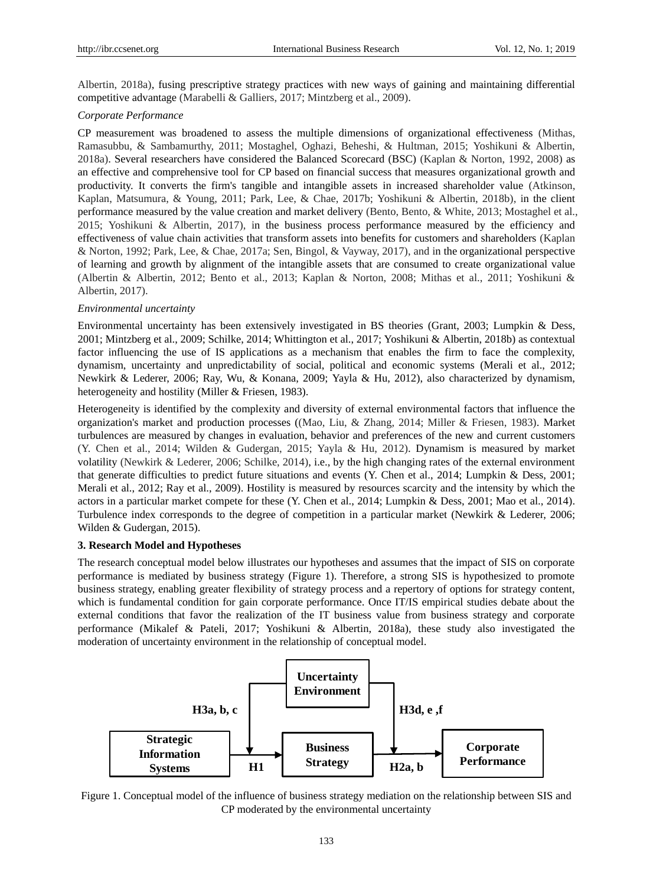Albertin, 2018a), fusing prescriptive strategy practices with new ways of gaining and maintaining differential competitive advantage (Marabelli & Galliers, 2017; Mintzberg et al., 2009).

*Corporate Performance*

CP measurement was broadened to assess the multiple dimensions of organizational effectiveness (Mithas, Ramasubbu, & Sambamurthy, 2011; Mostaghel, Oghazi, Beheshi, & Hultman, 2015; Yoshikuni & Albertin, 2018a). Several researchers have considered the Balanced Scorecard (BSC) (Kaplan & Norton, 1992, 2008) as an effective and comprehensive tool for CP based on financial success that measures organizational growth and productivity. It converts the firm's tangible and intangible assets in increased shareholder value (Atkinson, Kaplan, Matsumura, & Young, 2011; Park, Lee, & Chae, 2017b; Yoshikuni & Albertin, 2018b), in the client performance measured by the value creation and market delivery (Bento, Bento, & White, 2013; Mostaghel et al., 2015; Yoshikuni & Albertin, 2017), in the business process performance measured by the efficiency and effectiveness of value chain activities that transform assets into benefits for customers and shareholders (Kaplan & Norton, 1992; Park, Lee, & Chae, 2017a; Sen, Bingol, & Vayway, 2017), and in the organizational perspective of learning and growth by alignment of the intangible assets that are consumed to create organizational value (Albertin & Albertin, 2012; Bento et al., 2013; Kaplan & Norton, 2008; Mithas et al., 2011; Yoshikuni & Albertin, 2017).

*Environmental uncertainty*

Environmental uncertainty has been extensively investigated in BS theories (Grant, 2003; Lumpkin & Dess, 2001; Mintzberg et al., 2009; Schilke, 2014; Whittington et al., 2017; Yoshikuni & Albertin, 2018b) as contextual factor influencing the use of IS applications as a mechanism that enables the firm to face the complexity, dynamism, uncertainty and unpredictability of social, political and economic systems (Merali et al., 2012; Newkirk & Lederer, 2006; Ray, Wu, & Konana, 2009; Yayla & Hu, 2012), also characterized by dynamism, heterogeneity and hostility (Miller & Friesen, 1983).

Heterogeneity is identified by the complexity and diversity of external environmental factors that influence the organization's market and production processes ((Mao, Liu, & Zhang, 2014; Miller & Friesen, 1983). Market turbulences are measured by changes in evaluation, behavior and preferences of the new and current customers (Y. Chen et al., 2014; Wilden & Gudergan, 2015; Yayla & Hu, 2012). Dynamism is measured by market volatility (Newkirk & Lederer, 2006; Schilke, 2014), i.e., by the high changing rates of the external environment that generate difficulties to predict future situations and events (Y. Chen et al., 2014; Lumpkin & Dess, 2001; Merali et al., 2012; Ray et al., 2009). Hostility is measured by resources scarcity and the intensity by which the actors in a particular market compete for these (Y. Chen et al., 2014; Lumpkin & Dess, 2001; Mao et al., 2014). Turbulence index corresponds to the degree of competition in a particular market (Newkirk & Lederer, 2006; Wilden & Gudergan, 2015).

## 3. Research Model and Hypotheses

The research conceptual model below illustrates our hypotheses and assumes that the impact of SIS on corporate performance is mediated by business strategy (Figure 1). Therefore, a strong SIS is hypothesized to promote business strategy, enabling greater flexibility of strategy process and a repertory of options for strategy content, which is fundamental condition for gain corporate performance. Once IT/IS empirical studies debate about the external conditions that favor the realization of the IT business value from business strategy and corporate performance (Mikalef & Pateli, 2017; Yoshikuni & Albertin, 2018a), these study also investigated the moderation of uncertainty environment in the relationship of conceptual model.

Uncertainty Environment

H3a, b, c

H3d, e ,f

Strategic Information Systems

H1

Business Strategy

H2a, b

Corporate Performance

Figure 1. Conceptual model of the influence of business strategy mediation on the relationship between SIS and CP moderated by the environmental uncertainty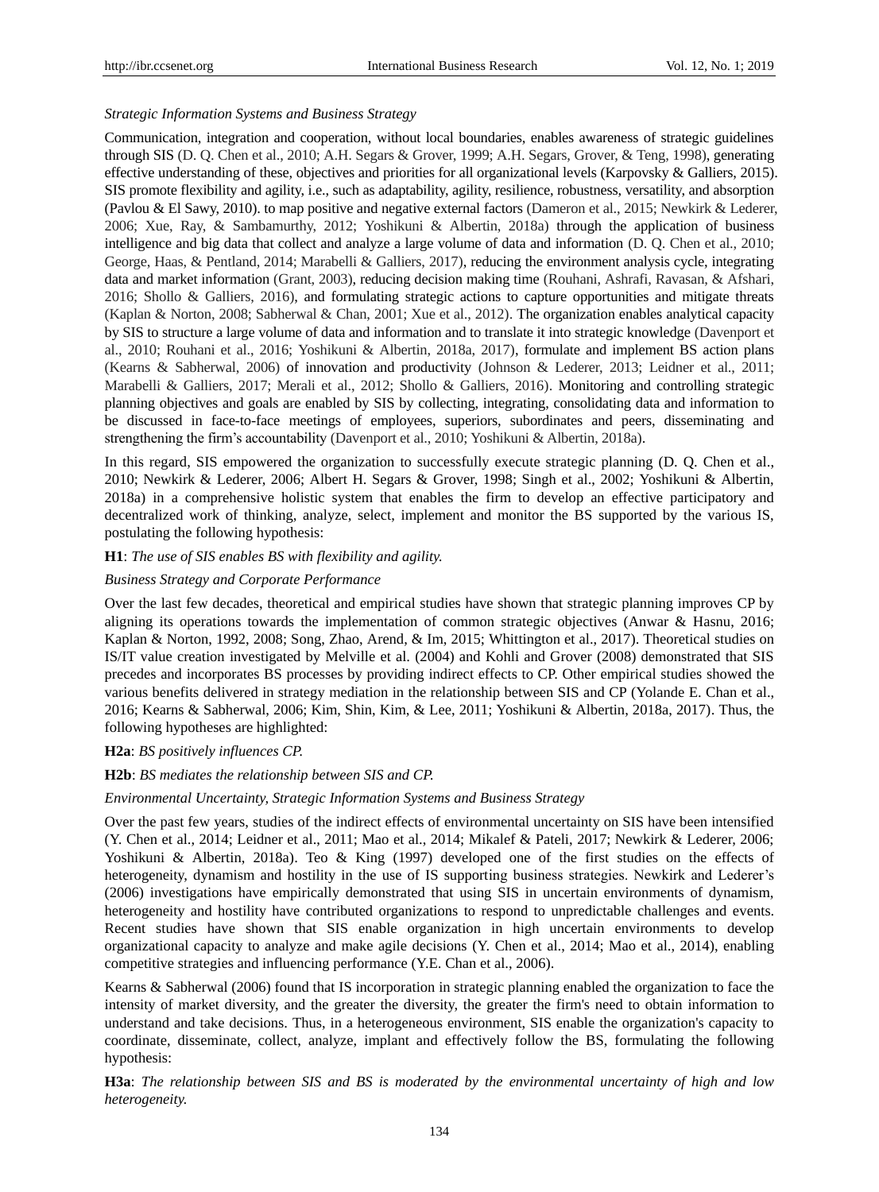*Strategic Information Systems and Business Strategy*

Communication, integration and cooperation, without local boundaries, enables awareness of strategic guidelines through SIS (D. Q. Chen et al., 2010; A.H. Segars & Grover, 1999; A.H. Segars, Grover, & Teng, 1998), generating effective understanding of these, objectives and priorities for all organizational levels (Karpovsky & Galliers, 2015). SIS promote flexibility and agility, i.e., such as adaptability, agility, resilience, robustness, versatility, and absorption (Pavlou & El Sawy, 2010). to map positive and negative external factors (Dameron et al., 2015; Newkirk & Lederer, 2006; Xue, Ray, & Sambamurthy, 2012; Yoshikuni & Albertin, 2018a) through the application of business intelligence and big data that collect and analyze a large volume of data and information (D. Q. Chen et al., 2010; George, Haas, & Pentland, 2014; Marabelli & Galliers, 2017), reducing the environment analysis cycle, integrating data and market information (Grant, 2003), reducing decision making time (Rouhani, Ashrafi, Ravasan, & Afshari, 2016; Shollo & Galliers, 2016), and formulating strategic actions to capture opportunities and mitigate threats (Kaplan & Norton, 2008; Sabherwal & Chan, 2001; Xue et al., 2012). The organization enables analytical capacity by SIS to structure a large volume of data and information and to translate it into strategic knowledge (Davenport et al., 2010; Rouhani et al., 2016; Yoshikuni & Albertin, 2018a, 2017), formulate and implement BS action plans (Kearns & Sabherwal, 2006) of innovation and productivity (Johnson & Lederer, 2013; Leidner et al., 2011; Marabelli & Galliers, 2017; Merali et al., 2012; Shollo & Galliers, 2016). Monitoring and controlling strategic planning objectives and goals are enabled by SIS by collecting, integrating, consolidating data and information to be discussed in face-to-face meetings of employees, superiors, subordinates and peers, disseminating and strengthening the firm's accountability (Davenport et al., 2010; Yoshikuni & Albertin, 2018a).

In this regard, SIS empowered the organization to successfully execute strategic planning (D. Q. Chen et al., 2010; Newkirk & Lederer, 2006; Albert H. Segars & Grover, 1998; Singh et al., 2002; Yoshikuni & Albertin, 2018a) in a comprehensive holistic system that enables the firm to develop an effective participatory and decentralized work of thinking, analyze, select, implement and monitor the BS supported by the various IS, postulating the following hypothesis:

**H1**: *The use of SIS enables BS with flexibility and agility.*

*Business Strategy and Corporate Performance*

Over the last few decades, theoretical and empirical studies have shown that strategic planning improves CP by aligning its operations towards the implementation of common strategic objectives (Anwar & Hasnu, 2016; Kaplan & Norton, 1992, 2008; Song, Zhao, Arend, & Im, 2015; Whittington et al., 2017). Theoretical studies on IS/IT value creation investigated by Melville et al. (2004) and Kohli and Grover (2008) demonstrated that SIS precedes and incorporates BS processes by providing indirect effects to CP. Other empirical studies showed the various benefits delivered in strategy mediation in the relationship between SIS and CP (Yolande E. Chan et al., 2016; Kearns & Sabherwal, 2006; Kim, Shin, Kim, & Lee, 2011; Yoshikuni & Albertin, 2018a, 2017). Thus, the following hypotheses are highlighted:

**H2a**: *BS positively influences CP.*

**H2b**: *BS mediates the relationship between SIS and CP.*

*Environmental Uncertainty, Strategic Information Systems and Business Strategy*

Over the past few years, studies of the indirect effects of environmental uncertainty on SIS have been intensified (Y. Chen et al., 2014; Leidner et al., 2011; Mao et al., 2014; Mikalef & Pateli, 2017; Newkirk & Lederer, 2006; Yoshikuni & Albertin, 2018a). Teo & King (1997) developed one of the first studies on the effects of heterogeneity, dynamism and hostility in the use of IS supporting business strategies. Newkirk and Lederer's (2006) investigations have empirically demonstrated that using SIS in uncertain environments of dynamism, heterogeneity and hostility have contributed organizations to respond to unpredictable challenges and events. Recent studies have shown that SIS enable organization in high uncertain environments to develop organizational capacity to analyze and make agile decisions (Y. Chen et al., 2014; Mao et al., 2014), enabling competitive strategies and influencing performance (Y.E. Chan et al., 2006).

Kearns & Sabherwal (2006) found that IS incorporation in strategic planning enabled the organization to face the intensity of market diversity, and the greater the diversity, the greater the firm's need to obtain information to understand and take decisions. Thus, in a heterogeneous environment, SIS enable the organization's capacity to coordinate, disseminate, collect, analyze, implant and effectively follow the BS, formulating the following hypothesis:

**H3a**: *The relationship between SIS and BS is moderated by the environmental uncertainty of high and low heterogeneity.*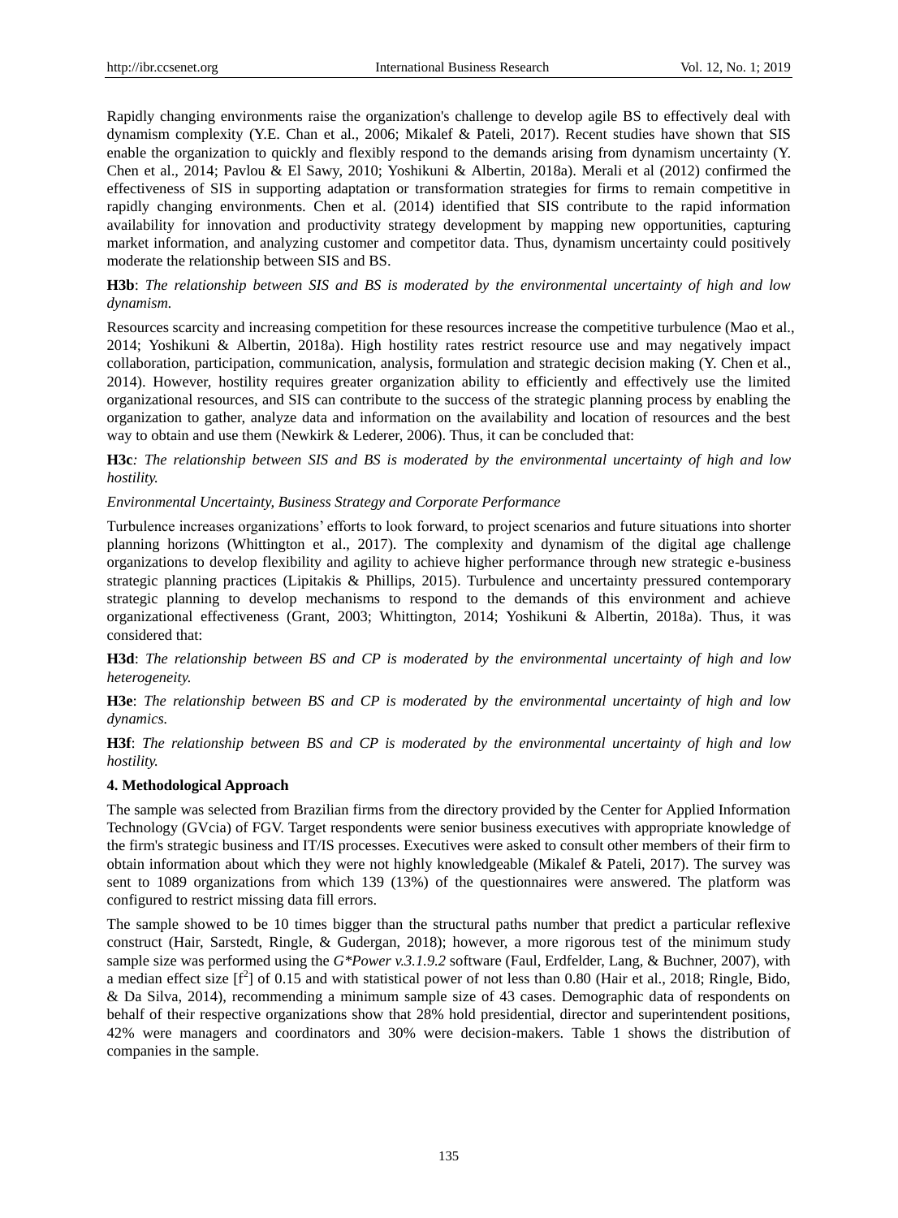Rapidly changing environments raise the organization's challenge to develop agile BS to effectively deal with dynamism complexity (Y.E. Chan et al., 2006; Mikalef & Pateli, 2017). Recent studies have shown that SIS enable the organization to quickly and flexibly respond to the demands arising from dynamism uncertainty (Y. Chen et al., 2014; Pavlou & El Sawy, 2010; Yoshikuni & Albertin, 2018a). Merali et al (2012) confirmed the effectiveness of SIS in supporting adaptation or transformation strategies for firms to remain competitive in rapidly changing environments. Chen et al. (2014) identified that SIS contribute to the rapid information availability for innovation and productivity strategy development by mapping new opportunities, capturing market information, and analyzing customer and competitor data. Thus, dynamism uncertainty could positively moderate the relationship between SIS and BS.

**H3b**: *The relationship between SIS and BS is moderated by the environmental uncertainty of high and low dynamism.*

Resources scarcity and increasing competition for these resources increase the competitive turbulence (Mao et al., 2014; Yoshikuni & Albertin, 2018a). High hostility rates restrict resource use and may negatively impact collaboration, participation, communication, analysis, formulation and strategic decision making (Y. Chen et al., 2014). However, hostility requires greater organization ability to efficiently and effectively use the limited organizational resources, and SIS can contribute to the success of the strategic planning process by enabling the organization to gather, analyze data and information on the availability and location of resources and the best way to obtain and use them (Newkirk & Lederer, 2006). Thus, it can be concluded that:

**H3c**: *The relationship between SIS and BS is moderated by the environmental uncertainty of high and low hostility.*

*Environmental Uncertainty, Business Strategy and Corporate Performance*

Turbulence increases organizations' efforts to look forward, to project scenarios and future situations into shorter planning horizons (Whittington et al., 2017). The complexity and dynamism of the digital age challenge organizations to develop flexibility and agility to achieve higher performance through new strategic e-business strategic planning practices (Lipitakis & Phillips, 2015). Turbulence and uncertainty pressured contemporary strategic planning to develop mechanisms to respond to the demands of this environment and achieve organizational effectiveness (Grant, 2003; Whittington, 2014; Yoshikuni & Albertin, 2018a). Thus, it was considered that:

**H3d**: *The relationship between BS and CP is moderated by the environmental uncertainty of high and low heterogeneity.*

**H3e**: *The relationship between BS and CP is moderated by the environmental uncertainty of high and low dynamics.*

**H3f**: *The relationship between BS and CP is moderated by the environmental uncertainty of high and low hostility.*

## 4. Methodological Approach

The sample was selected from Brazilian firms from the directory provided by the Center for Applied Information Technology (GVcia) of FGV. Target respondents were senior business executives with appropriate knowledge of the firm's strategic business and IT/IS processes. Executives were asked to consult other members of their firm to obtain information about which they were not highly knowledgeable (Mikalef & Pateli, 2017). The survey was sent to 1089 organizations from which 139 (13%) of the questionnaires were answered. The platform was configured to restrict missing data fill errors.

The sample showed to be 10 times bigger than the structural paths number that predict a particular reflexive construct (Hair, Sarstedt, Ringle, & Gudergan, 2018); however, a more rigorous test of the minimum study sample size was performed using the *G\*Power v.3.1.9.2* software (Faul, Erdfelder, Lang, & Buchner, 2007), with a median effect size [$f^2$] of 0.15 and with statistical power of not less than 0.80 (Hair et al., 2018; Ringle, Bido, & Da Silva, 2014), recommending a minimum sample size of 43 cases. Demographic data of respondents on behalf of their respective organizations show that 28% hold presidential, director and superintendent positions, 42% were managers and coordinators and 30% were decision-makers. Table 1 shows the distribution of companies in the sample.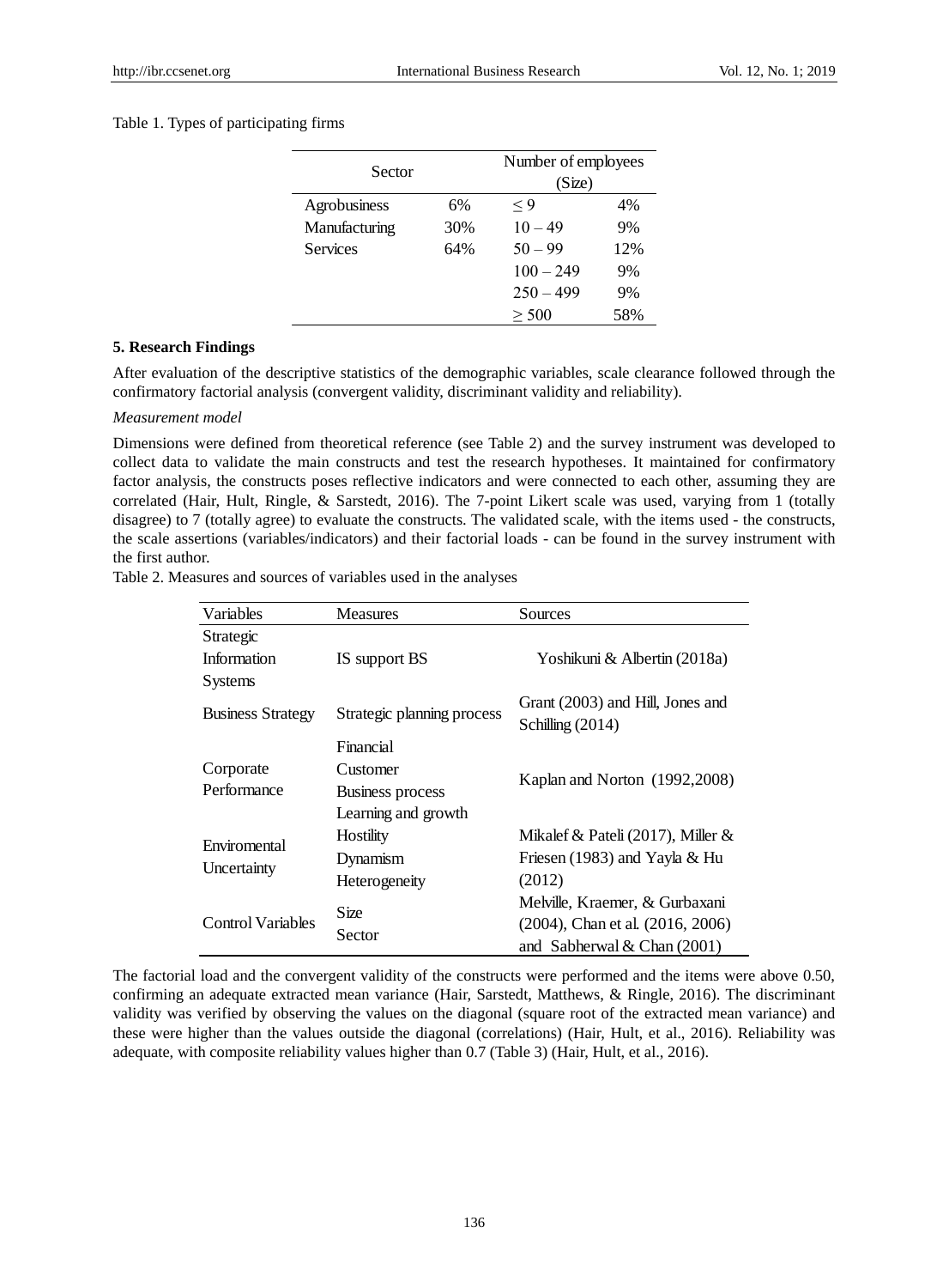Table 1. Types of participating firms

| Sector | | Number of employees (Size) | |
|---|---|---|---|
| Agrobusiness | 6% | ≤ 9 | 4% |
| Manufacturing | 30% | 10 – 49 | 9% |
| Services | 64% | 50 – 99 | 12% |
| | | 100 – 249 | 9% |
| | | 250 – 499 | 9% |
| | | ≥ 500 | 58% |

### 5. Research Findings

After evaluation of the descriptive statistics of the demographic variables, scale clearance followed through the confirmatory factorial analysis (convergent validity, discriminant validity and reliability).

*Measurement model*

Dimensions were defined from theoretical reference (see Table 2) and the survey instrument was developed to collect data to validate the main constructs and test the research hypotheses. It maintained for confirmatory factor analysis, the constructs poses reflective indicators and were connected to each other, assuming they are correlated (Hair, Hult, Ringle, & Sarstedt, 2016). The 7-point Likert scale was used, varying from 1 (totally disagree) to 7 (totally agree) to evaluate the constructs. The validated scale, with the items used - the constructs, the scale assertions (variables/indicators) and their factorial loads - can be found in the survey instrument with the first author.

Table 2. Measures and sources of variables used in the analyses

| Variables | Measures | Sources |
|---|---|---|
| Strategic Information Systems | IS support BS | Yoshikuni & Albertin (2018a) |
| Business Strategy | Strategic planning process | Grant (2003) and Hill, Jones and Schilling (2014) |
| Corporate Performance | Financial<br>Customer<br>Business process<br>Learning and growth | Kaplan and Norton (1992,2008) |
| Enviromental Uncertainty | Hostility<br>Dynamism<br>Heterogeneity | Mikalef & Pateli (2017), Miller & Friesen (1983) and Yayla & Hu (2012) |
| Control Variables | Size<br>Sector | Melville, Kraemer, & Gurbaxani (2004), Chan et al. (2016, 2006) and Sabherwal & Chan (2001) |

The factorial load and the convergent validity of the constructs were performed and the items were above 0.50, confirming an adequate extracted mean variance (Hair, Sarstedt, Matthews, & Ringle, 2016). The discriminant validity was verified by observing the values on the diagonal (square root of the extracted mean variance) and these were higher than the values outside the diagonal (correlations) (Hair, Hult, et al., 2016). Reliability was adequate, with composite reliability values higher than 0.7 (Table 3) (Hair, Hult, et al., 2016).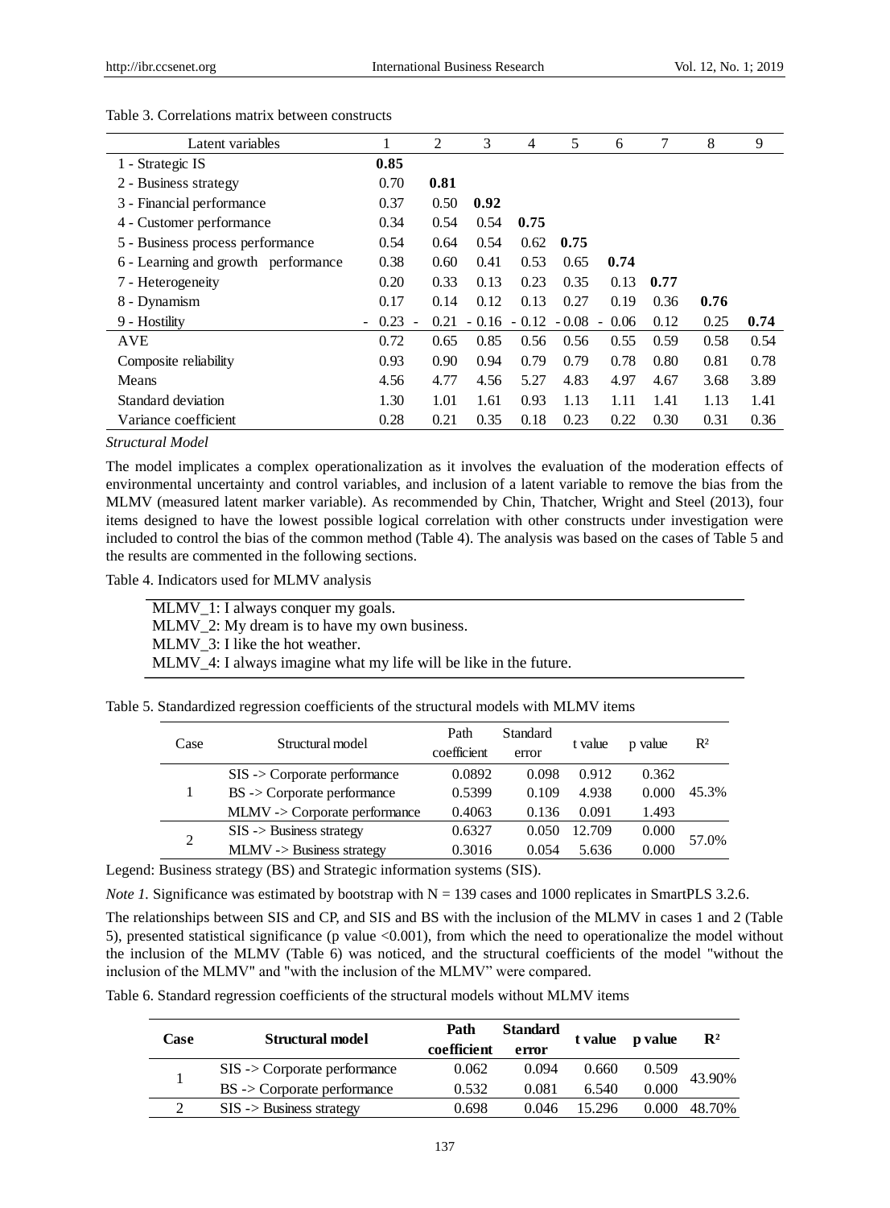Table 3. Correlations matrix between constructs

| Latent variables | 1 | 2 | 3 | 4 | 5 | 6 | 7 | 8 | 9 |
|---|---|---|---|---|---|---|---|---|---|
| 1 - Strategic IS | **0.85** | | | | | | | | |
| 2 - Business strategy | 0.70 | **0.81** | | | | | | | |
| 3 - Financial performance | 0.37 | 0.50 | **0.92** | | | | | | |
| 4 - Customer performance | 0.34 | 0.54 | 0.54 | **0.75** | | | | | |
| 5 - Business process performance | 0.54 | 0.64 | 0.54 | 0.62 | **0.75** | | | | |
| 6 - Learning and growth performance | 0.38 | 0.60 | 0.41 | 0.53 | 0.65 | **0.74** | | | |
| 7 - Heterogeneity | 0.20 | 0.33 | 0.13 | 0.23 | 0.35 | 0.13 | **0.77** | | |
| 8 - Dynamism | 0.17 | 0.14 | 0.12 | 0.13 | 0.27 | 0.19 | 0.36 | **0.76** | |
| 9 - Hostility | - 0.23 | - 0.21 | - 0.16 | - 0.12 | - 0.08 | - 0.06 | 0.12 | 0.25 | **0.74** |
| AVE | 0.72 | 0.65 | 0.85 | 0.56 | 0.56 | 0.55 | 0.59 | 0.58 | 0.54 |
| Composite reliability | 0.93 | 0.90 | 0.94 | 0.79 | 0.79 | 0.78 | 0.80 | 0.81 | 0.78 |
| Means | 4.56 | 4.77 | 4.56 | 5.27 | 4.83 | 4.97 | 4.67 | 3.68 | 3.89 |
| Standard deviation | 1.30 | 1.01 | 1.61 | 0.93 | 1.13 | 1.11 | 1.41 | 1.13 | 1.41 |
| Variance coefficient | 0.28 | 0.21 | 0.35 | 0.18 | 0.23 | 0.22 | 0.30 | 0.31 | 0.36 |

*Structural Model*

The model implicates a complex operationalization as it involves the evaluation of the moderation effects of environmental uncertainty and control variables, and inclusion of a latent variable to remove the bias from the MLMV (measured latent marker variable). As recommended by Chin, Thatcher, Wright and Steel (2013), four items designed to have the lowest possible logical correlation with other constructs under investigation were included to control the bias of the common method (Table 4). The analysis was based on the cases of Table 5 and the results are commented in the following sections.

Table 4. Indicators used for MLMV analysis

| |
|---|
| MLMV_1: I always conquer my goals. |
| MLMV_2: My dream is to have my own business. |
| MLMV_3: I like the hot weather. |
| MLMV_4: I always imagine what my life will be like in the future. |

Table 5. Standardized regression coefficients of the structural models with MLMV items

| Case | Structural model | Path coefficient | Standard error | t value | p value | R² |
|---|---|---|---|---|---|---|
| 1 | SIS -> Corporate performance | 0.0892 | 0.098 | 0.912 | 0.362 | 45.3% |
| | BS -> Corporate performance | 0.5399 | 0.109 | 4.938 | 0.000 | |
| | MLMV -> Corporate performance | 0.4063 | 0.136 | 0.091 | 1.493 | |
| 2 | SIS -> Business strategy | 0.6327 | 0.050 | 12.709 | 0.000 | 57.0% |
| | MLMV -> Business strategy | 0.3016 | 0.054 | 5.636 | 0.000 | |

Legend: Business strategy (BS) and Strategic information systems (SIS).

*Note 1.* Significance was estimated by bootstrap with N = 139 cases and 1000 replicates in SmartPLS 3.2.6.

The relationships between SIS and CP, and SIS and BS with the inclusion of the MLMV in cases 1 and 2 (Table 5), presented statistical significance (p value <0.001), from which the need to operationalize the model without the inclusion of the MLMV (Table 6) was noticed, and the structural coefficients of the model "without the inclusion of the MLMV" and "with the inclusion of the MLMV" were compared.

Table 6. Standard regression coefficients of the structural models without MLMV items

| **Case** | **Structural model** | **Path coefficient** | **Standard error** | **t value** | **p value** | **R²** |
|---|---|---|---|---|---|---|
| 1 | SIS -> Corporate performance | 0.062 | 0.094 | 0.660 | 0.509 | 43.90% |
| | BS -> Corporate performance | 0.532 | 0.081 | 6.540 | 0.000 | |
| 2 | SIS -> Business strategy | 0.698 | 0.046 | 15.296 | 0.000 | 48.70% |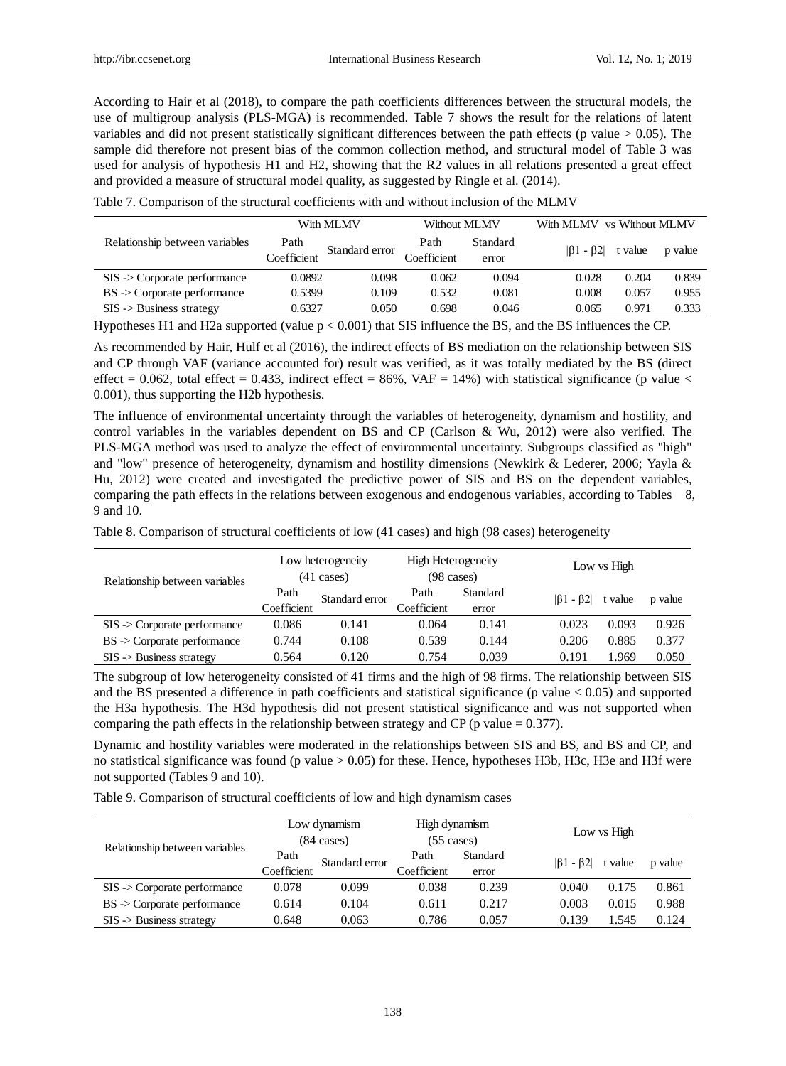According to Hair et al (2018), to compare the path coefficients differences between the structural models, the use of multigroup analysis (PLS-MGA) is recommended. Table 7 shows the result for the relations of latent variables and did not present statistically significant differences between the path effects (p value > 0.05). The sample did therefore not present bias of the common collection method, and structural model of Table 3 was used for analysis of hypothesis H1 and H2, showing that the R2 values in all relations presented a great effect and provided a measure of structural model quality, as suggested by Ringle et al. (2014).

Table 7. Comparison of the structural coefficients with and without inclusion of the MLMV

| Relationship between variables | With MLMV | | Without MLMV | | With MLMV vs Without MLMV | | |
|---|---|---|---|---|---|---|---|
| | Path Coefficient | Standard error | Path Coefficient | Standard error | $\lvert\beta 1 - \beta 2\rvert$ | t value | p value |
| SIS -> Corporate performance | 0.0892 | 0.098 | 0.062 | 0.094 | 0.028 | 0.204 | 0.839 |
| BS -> Corporate performance | 0.5399 | 0.109 | 0.532 | 0.081 | 0.008 | 0.057 | 0.955 |
| SIS -> Business strategy | 0.6327 | 0.050 | 0.698 | 0.046 | 0.065 | 0.971 | 0.333 |

Hypotheses H1 and H2a supported (value $p < 0.001$) that SIS influence the BS, and the BS influences the CP.

As recommended by Hair, Hulf et al (2016), the indirect effects of BS mediation on the relationship between SIS and CP through VAF (variance accounted for) result was verified, as it was totally mediated by the BS (direct effect = 0.062, total effect = 0.433, indirect effect = 86%, VAF = 14%) with statistical significance (p value < 0.001), thus supporting the H2b hypothesis.

The influence of environmental uncertainty through the variables of heterogeneity, dynamism and hostility, and control variables in the variables dependent on BS and CP (Carlson & Wu, 2012) were also verified. The PLS-MGA method was used to analyze the effect of environmental uncertainty. Subgroups classified as "high" and "low" presence of heterogeneity, dynamism and hostility dimensions (Newkirk & Lederer, 2006; Yayla & Hu, 2012) were created and investigated the predictive power of SIS and BS on the dependent variables, comparing the path effects in the relations between exogenous and endogenous variables, according to Tables 8, 9 and 10.

Table 8. Comparison of structural coefficients of low (41 cases) and high (98 cases) heterogeneity

| Relationship between variables | Low heterogeneity (41 cases) | | High Heterogeneity (98 cases) | | Low vs High | | |
|---|---|---|---|---|---|---|---|
| | Path Coefficient | Standard error | Path Coefficient | Standard error | $\lvert\beta 1 - \beta 2\rvert$ | t value | p value |
| SIS -> Corporate performance | 0.086 | 0.141 | 0.064 | 0.141 | 0.023 | 0.093 | 0.926 |
| BS -> Corporate performance | 0.744 | 0.108 | 0.539 | 0.144 | 0.206 | 0.885 | 0.377 |
| SIS -> Business strategy | 0.564 | 0.120 | 0.754 | 0.039 | 0.191 | 1.969 | 0.050 |

The subgroup of low heterogeneity consisted of 41 firms and the high of 98 firms. The relationship between SIS and the BS presented a difference in path coefficients and statistical significance (p value < 0.05) and supported the H3a hypothesis. The H3d hypothesis did not present statistical significance and was not supported when comparing the path effects in the relationship between strategy and CP (p value = 0.377).

Dynamic and hostility variables were moderated in the relationships between SIS and BS, and BS and CP, and no statistical significance was found (p value > 0.05) for these. Hence, hypotheses H3b, H3c, H3e and H3f were not supported (Tables 9 and 10).

Table 9. Comparison of structural coefficients of low and high dynamism cases

| Relationship between variables | Low dynamism (84 cases) | | High dynamism (55 cases) | | Low vs High | | |
|---|---|---|---|---|---|---|---|
| | Path Coefficient | Standard error | Path Coefficient | Standard error | $\lvert\beta 1 - \beta 2\rvert$ | t value | p value |
| SIS -> Corporate performance | 0.078 | 0.099 | 0.038 | 0.239 | 0.040 | 0.175 | 0.861 |
| BS -> Corporate performance | 0.614 | 0.104 | 0.611 | 0.217 | 0.003 | 0.015 | 0.988 |
| SIS -> Business strategy | 0.648 | 0.063 | 0.786 | 0.057 | 0.139 | 1.545 | 0.124 |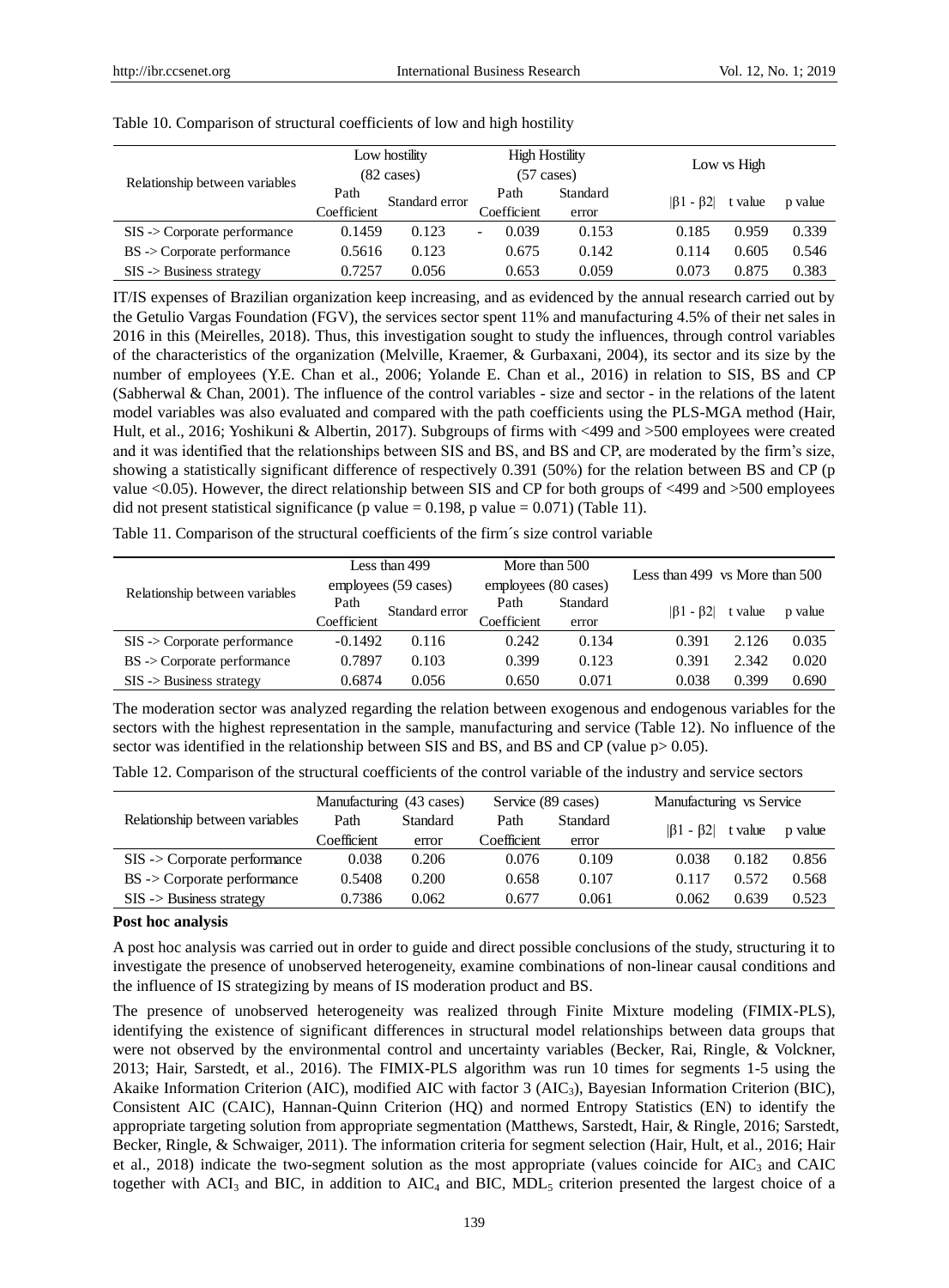Table 10. Comparison of structural coefficients of low and high hostility

| Relationship between variables | Low hostility (82 cases) | | High Hostility (57 cases) | | Low vs High | | |
|---|---|---|---|---|---|---|---|
| | Path Coefficient | Standard error | Path Coefficient | Standard error | \|β1 - β2\| | t value | p value |
| SIS -> Corporate performance | 0.1459 | 0.123 | - 0.039 | 0.153 | 0.185 | 0.959 | 0.339 |
| BS -> Corporate performance | 0.5616 | 0.123 | 0.675 | 0.142 | 0.114 | 0.605 | 0.546 |
| SIS -> Business strategy | 0.7257 | 0.056 | 0.653 | 0.059 | 0.073 | 0.875 | 0.383 |

IT/IS expenses of Brazilian organization keep increasing, and as evidenced by the annual research carried out by the Getulio Vargas Foundation (FGV), the services sector spent 11% and manufacturing 4.5% of their net sales in 2016 in this (Meirelles, 2018). Thus, this investigation sought to study the influences, through control variables of the characteristics of the organization (Melville, Kraemer, & Gurbaxani, 2004), its sector and its size by the number of employees (Y.E. Chan et al., 2006; Yolande E. Chan et al., 2016) in relation to SIS, BS and CP (Sabherwal & Chan, 2001). The influence of the control variables - size and sector - in the relations of the latent model variables was also evaluated and compared with the path coefficients using the PLS-MGA method (Hair, Hult, et al., 2016; Yoshikuni & Albertin, 2017). Subgroups of firms with <499 and >500 employees were created and it was identified that the relationships between SIS and BS, and BS and CP, are moderated by the firm's size, showing a statistically significant difference of respectively 0.391 (50%) for the relation between BS and CP (p value $<0.05$). However, the direct relationship between SIS and CP for both groups of <499 and >500 employees did not present statistical significance (p value = 0.198, p value = 0.071) (Table 11).

Table 11. Comparison of the structural coefficients of the firm´s size control variable

| Relationship between variables | Less than 499 employees (59 cases) | | More than 500 employees (80 cases) | | Less than 499 vs More than 500 | | |
|---|---|---|---|---|---|---|---|
| | Path Coefficient | Standard error | Path Coefficient | Standard error | \|β1 - β2\| | t value | p value |
| SIS -> Corporate performance | -0.1492 | 0.116 | 0.242 | 0.134 | 0.391 | 2.126 | 0.035 |
| BS -> Corporate performance | 0.7897 | 0.103 | 0.399 | 0.123 | 0.391 | 2.342 | 0.020 |
| SIS -> Business strategy | 0.6874 | 0.056 | 0.650 | 0.071 | 0.038 | 0.399 | 0.690 |

The moderation sector was analyzed regarding the relation between exogenous and endogenous variables for the sectors with the highest representation in the sample, manufacturing and service (Table 12). No influence of the sector was identified in the relationship between SIS and BS, and BS and CP (value $p > 0.05$).

Table 12. Comparison of the structural coefficients of the control variable of the industry and service sectors

| Relationship between variables | Manufacturing (43 cases) | | Service (89 cases) | | Manufacturing vs Service | | |
|---|---|---|---|---|---|---|---|
| | Path Coefficient | Standard error | Path Coefficient | Standard error | \|β1 - β2\| | t value | p value |
| SIS -> Corporate performance | 0.038 | 0.206 | 0.076 | 0.109 | 0.038 | 0.182 | 0.856 |
| BS -> Corporate performance | 0.5408 | 0.200 | 0.658 | 0.107 | 0.117 | 0.572 | 0.568 |
| SIS -> Business strategy | 0.7386 | 0.062 | 0.677 | 0.061 | 0.062 | 0.639 | 0.523 |

**Post hoc analysis**

A post hoc analysis was carried out in order to guide and direct possible conclusions of the study, structuring it to investigate the presence of unobserved heterogeneity, examine combinations of non-linear causal conditions and the influence of IS strategizing by means of IS moderation product and BS.

The presence of unobserved heterogeneity was realized through Finite Mixture modeling (FIMIX-PLS), identifying the existence of significant differences in structural model relationships between data groups that were not observed by the environmental control and uncertainty variables (Becker, Rai, Ringle, & Volckner, 2013; Hair, Sarstedt, et al., 2016). The FIMIX-PLS algorithm was run 10 times for segments 1-5 using the Akaike Information Criterion (AIC), modified AIC with factor 3 ($AIC_3$), Bayesian Information Criterion (BIC), Consistent AIC (CAIC), Hannan-Quinn Criterion (HQ) and normed Entropy Statistics (EN) to identify the appropriate targeting solution from appropriate segmentation (Matthews, Sarstedt, Hair, & Ringle, 2016; Sarstedt, Becker, Ringle, & Schwaiger, 2011). The information criteria for segment selection (Hair, Hult, et al., 2016; Hair et al., 2018) indicate the two-segment solution as the most appropriate (values coincide for $AIC_3$ and CAIC together with $ACI_3$ and BIC, in addition to $AIC_4$ and BIC, $MDL_5$ criterion presented the largest choice of a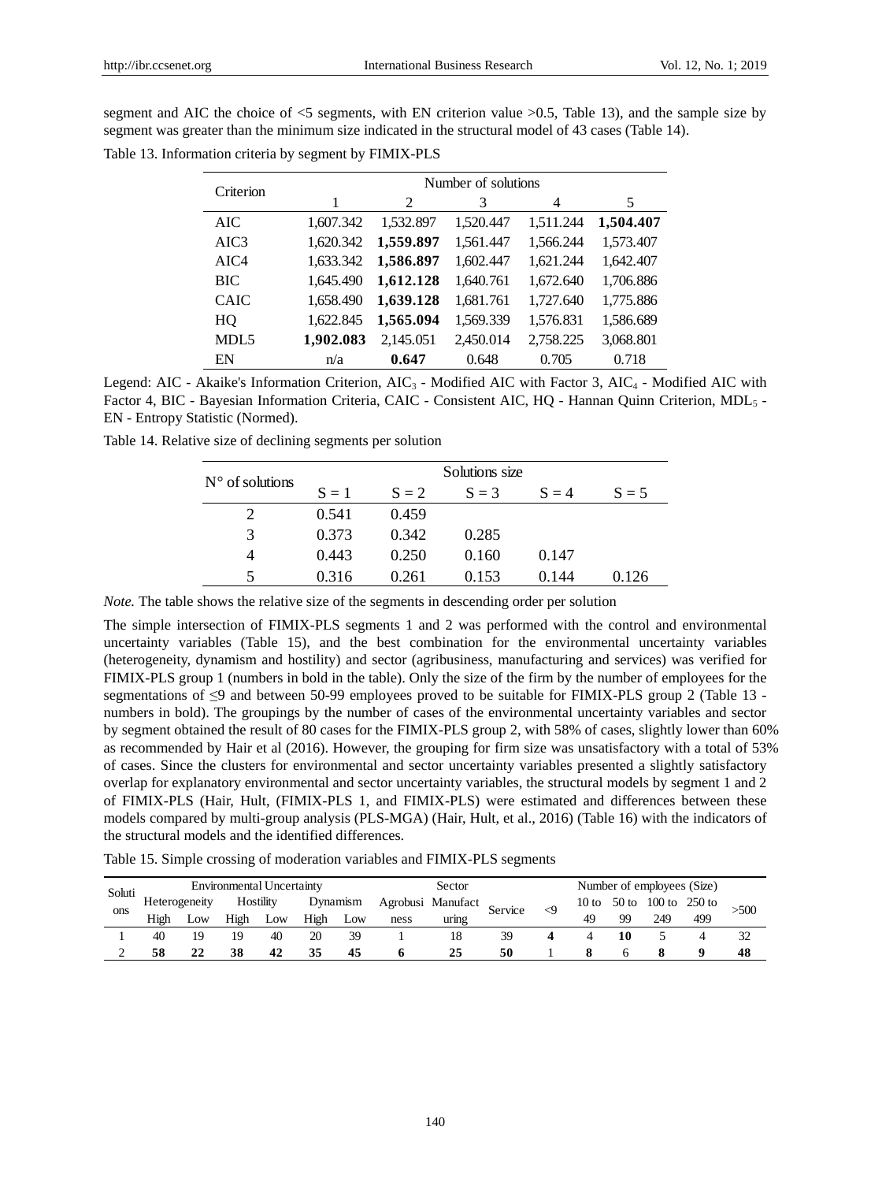segment and AIC the choice of <5 segments, with EN criterion value >0.5, Table 13), and the sample size by segment was greater than the minimum size indicated in the structural model of 43 cases (Table 14).

Table 13. Information criteria by segment by FIMIX-PLS

| Criterion | Number of solutions | | | | |
|---|---|---|---|---|---|
| | 1 | 2 | 3 | 4 | 5 |
| AIC | 1,607.342 | 1,532.897 | 1,520.447 | 1,511.244 | **1,504.407** |
| AIC3 | 1,620.342 | **1,559.897** | 1,561.447 | 1,566.244 | 1,573.407 |
| AIC4 | 1,633.342 | **1,586.897** | 1,602.447 | 1,621.244 | 1,642.407 |
| BIC | 1,645.490 | **1,612.128** | 1,640.761 | 1,672.640 | 1,706.886 |
| CAIC | 1,658.490 | **1,639.128** | 1,681.761 | 1,727.640 | 1,775.886 |
| HQ | 1,622.845 | **1,565.094** | 1,569.339 | 1,576.831 | 1,586.689 |
| MDL5 | **1,902.083** | 2,145.051 | 2,450.014 | 2,758.225 | 3,068.801 |
| EN | n/a | **0.647** | 0.648 | 0.705 | 0.718 |

Legend: AIC - Akaike's Information Criterion, $AIC_3$ - Modified AIC with Factor 3, $AIC_4$ - Modified AIC with Factor 4, BIC - Bayesian Information Criteria, CAIC - Consistent AIC, HQ - Hannan Quinn Criterion, $MDL_5$ - EN - Entropy Statistic (Normed).

Table 14. Relative size of declining segments per solution

| N° of solutions | Solutions size | | | | |
|---|---|---|---|---|---|
| | S = 1 | S = 2 | S = 3 | S = 4 | S = 5 |
| 2 | 0.541 | 0.459 | | | |
| 3 | 0.373 | 0.342 | 0.285 | | |
| 4 | 0.443 | 0.250 | 0.160 | 0.147 | |
| 5 | 0.316 | 0.261 | 0.153 | 0.144 | 0.126 |

*Note.* The table shows the relative size of the segments in descending order per solution

The simple intersection of FIMIX-PLS segments 1 and 2 was performed with the control and environmental uncertainty variables (Table 15), and the best combination for the environmental uncertainty variables (heterogeneity, dynamism and hostility) and sector (agribusiness, manufacturing and services) was verified for FIMIX-PLS group 1 (numbers in bold in the table). Only the size of the firm by the number of employees for the segmentations of ≤9 and between 50-99 employees proved to be suitable for FIMIX-PLS group 2 (Table 13 - numbers in bold). The groupings by the number of cases of the environmental uncertainty variables and sector by segment obtained the result of 80 cases for the FIMIX-PLS group 2, with 58% of cases, slightly lower than 60% as recommended by Hair et al (2016). However, the grouping for firm size was unsatisfactory with a total of 53% of cases. Since the clusters for environmental and sector uncertainty variables presented a slightly satisfactory overlap for explanatory environmental and sector uncertainty variables, the structural models by segment 1 and 2 of FIMIX-PLS (Hair, Hult, (FIMIX-PLS 1, and FIMIX-PLS) were estimated and differences between these models compared by multi-group analysis (PLS-MGA) (Hair, Hult, et al., 2016) (Table 16) with the indicators of the structural models and the identified differences.

Table 15. Simple crossing of moderation variables and FIMIX-PLS segments

| Solutions | Environmental Uncertainty | | | | | | Sector | | | Number of employees (Size) | | | | | |
|---|---|---|---|---|---|---|---|---|---|---|---|---|---|---|---|
| | Heterogeneity | | Hostility | | Dynamism | | Agrobusiness | Manufacturing | Service | <9 | 10 to 49 | 50 to 99 | 100 to 249 | 250 to 499 | >500 |
| | High | Low | High | Low | High | Low | | | | | | | | | |
| 1 | 40 | 19 | 19 | 40 | 20 | 39 | 1 | 18 | 39 | **4** | 4 | **10** | 5 | 4 | 32 |
| 2 | **58** | **22** | **38** | **42** | **35** | **45** | **6** | **25** | **50** | 1 | **8** | 6 | **8** | **9** | **48** |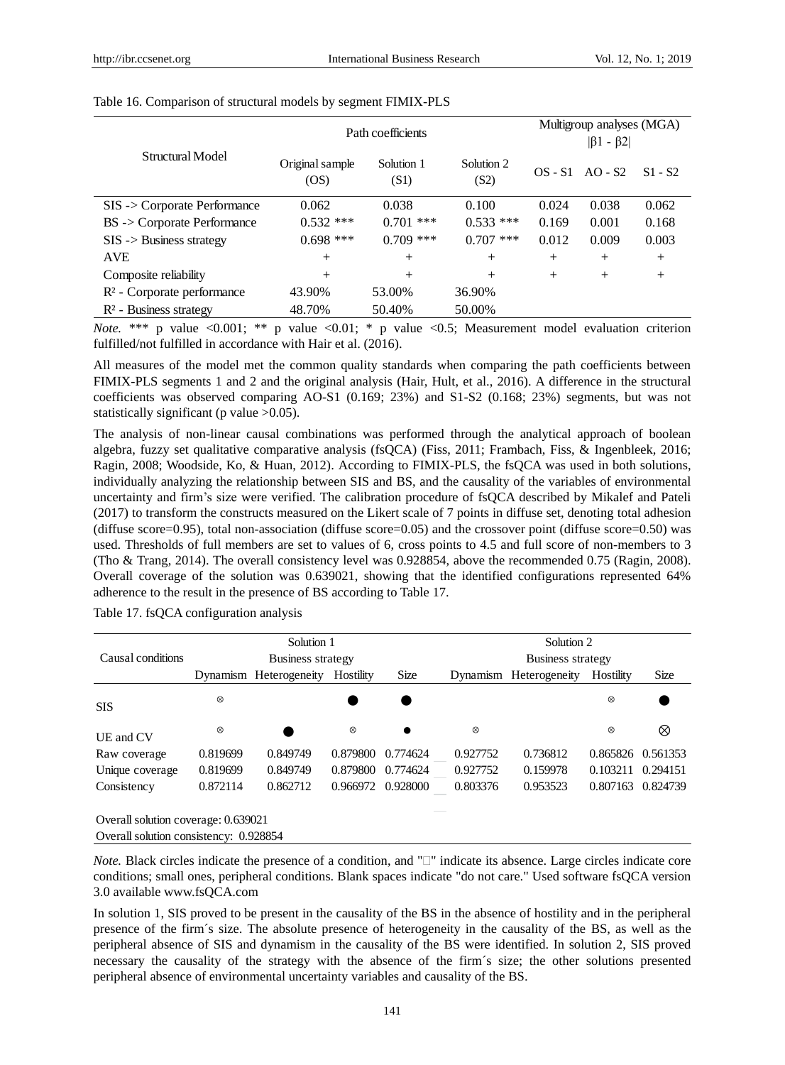Table 16. Comparison of structural models by segment FIMIX-PLS

| Structural Model | Path coefficients | | | Multigroup analyses (MGA) $\|\beta1 - \beta2\|$ | | |
|---|---|---|---|---|---|---|
| | Original sample (OS) | Solution 1 (S1) | Solution 2 (S2) | OS - S1 | AO - S2 | S1 - S2 |
| SIS -> Corporate Performance | 0.062 | 0.038 | 0.100 | 0.024 | 0.038 | 0.062 |
| BS -> Corporate Performance | 0.532 *** | 0.701 *** | 0.533 *** | 0.169 | 0.001 | 0.168 |
| SIS -> Business strategy | 0.698 *** | 0.709 *** | 0.707 *** | 0.012 | 0.009 | 0.003 |
| AVE | + | + | + | + | + | + |
| Composite reliability | + | + | + | + | + | + |
| $R^2$ - Corporate performance | 43.90% | 53.00% | 36.90% | | | |
| $R^2$ - Business strategy | 48.70% | 50.40% | 50.00% | | | |

*Note.* *** p value <0.001; ** p value <0.01; * p value <0.5; Measurement model evaluation criterion fulfilled/not fulfilled in accordance with Hair et al. (2016).

All measures of the model met the common quality standards when comparing the path coefficients between FIMIX-PLS segments 1 and 2 and the original analysis (Hair, Hult, et al., 2016). A difference in the structural coefficients was observed comparing AO-S1 (0.169; 23%) and S1-S2 (0.168; 23%) segments, but was not statistically significant (p value >0.05).

The analysis of non-linear causal combinations was performed through the analytical approach of boolean algebra, fuzzy set qualitative comparative analysis (fsQCA) (Fiss, 2011; Frambach, Fiss, & Ingenbleek, 2016; Ragin, 2008; Woodside, Ko, & Huan, 2012). According to FIMIX-PLS, the fsQCA was used in both solutions, individually analyzing the relationship between SIS and BS, and the causality of the variables of environmental uncertainty and firm's size were verified. The calibration procedure of fsQCA described by Mikalef and Pateli (2017) to transform the constructs measured on the Likert scale of 7 points in diffuse set, denoting total adhesion (diffuse score=0.95), total non-association (diffuse score=0.05) and the crossover point (diffuse score=0.50) was used. Thresholds of full members are set to values of 6, cross points to 4.5 and full score of non-members to 3 (Tho & Trang, 2014). The overall consistency level was 0.928854, above the recommended 0.75 (Ragin, 2008). Overall coverage of the solution was 0.639021, showing that the identified configurations represented 64% adherence to the result in the presence of BS according to Table 17.

Table 17. fsQCA configuration analysis

| Causal conditions | Solution 1 Business strategy | | | | Solution 2 Business strategy | | | |
|---|---|---|---|---|---|---|---|---|
| | Dynamism | Heterogeneity | Hostility | Size | Dynamism | Heterogeneity | Hostility | Size |
| SIS | ⊗ | | ● | ● | | | ⊗ | ● |
| UE and CV | ⊗ | ● | ⊗ | • | ⊗ | | ⊗ | ⊗ |
| Raw coverage | 0.819699 | 0.849749 | 0.879800 | 0.774624 | 0.927752 | 0.736812 | 0.865826 | 0.561353 |
| Unique coverage | 0.819699 | 0.849749 | 0.879800 | 0.774624 | 0.927752 | 0.159978 | 0.103211 | 0.294151 |
| Consistency | 0.872114 | 0.862712 | 0.966972 | 0.928000 | 0.803376 | 0.953523 | 0.807163 | 0.824739 |
| Overall solution coverage: 0.639021 | | | | | | | | |
| Overall solution consistency: 0.928854 | | | | | | | | |

*Note.* Black circles indicate the presence of a condition, and "□" indicate its absence. Large circles indicate core conditions; small ones, peripheral conditions. Blank spaces indicate "do not care." Used software fsQCA version 3.0 available www.fsQCA.com

In solution 1, SIS proved to be present in the causality of the BS in the absence of hostility and in the peripheral presence of the firm´s size. The absolute presence of heterogeneity in the causality of the BS, as well as the peripheral absence of SIS and dynamism in the causality of the BS were identified. In solution 2, SIS proved necessary the causality of the strategy with the absence of the firm´s size; the other solutions presented peripheral absence of environmental uncertainty variables and causality of the BS.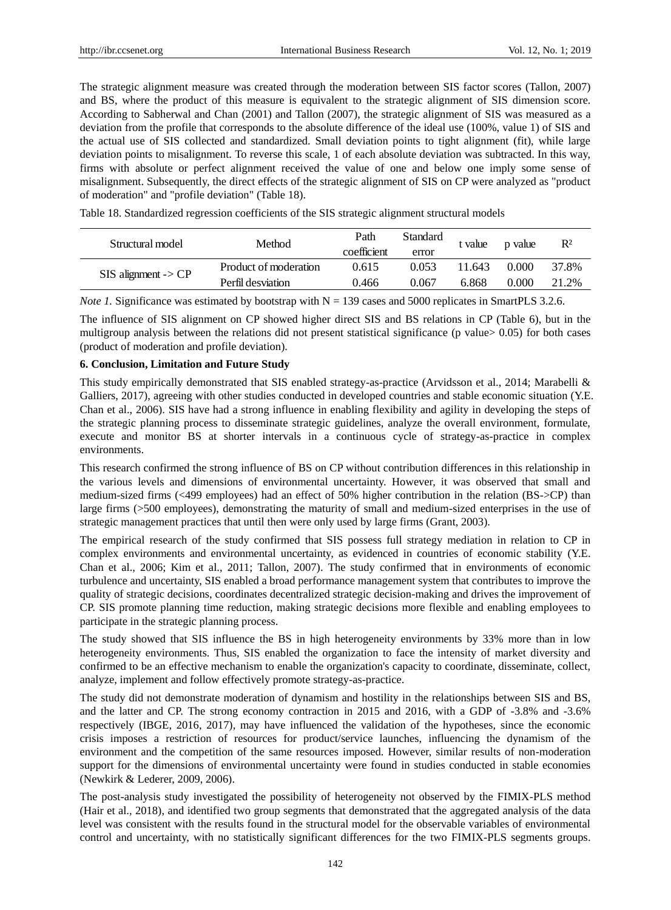The strategic alignment measure was created through the moderation between SIS factor scores (Tallon, 2007) and BS, where the product of this measure is equivalent to the strategic alignment of SIS dimension score. According to Sabherwal and Chan (2001) and Tallon (2007), the strategic alignment of SIS was measured as a deviation from the profile that corresponds to the absolute difference of the ideal use (100%, value 1) of SIS and the actual use of SIS collected and standardized. Small deviation points to tight alignment (fit), while large deviation points to misalignment. To reverse this scale, 1 of each absolute deviation was subtracted. In this way, firms with absolute or perfect alignment received the value of one and below one imply some sense of misalignment. Subsequently, the direct effects of the strategic alignment of SIS on CP were analyzed as "product of moderation" and "profile deviation" (Table 18).

Table 18. Standardized regression coefficients of the SIS strategic alignment structural models

| Structural model | Method | Path coefficient | Standard error | t value | p value | $R^2$ |
|---|---|---|---|---|---|---|
| SIS alignment -> CP | Product of moderation | 0.615 | 0.053 | 11.643 | 0.000 | 37.8% |
| | Perfil desviation | 0.466 | 0.067 | 6.868 | 0.000 | 21.2% |

*Note 1.* Significance was estimated by bootstrap with N = 139 cases and 5000 replicates in SmartPLS 3.2.6.

The influence of SIS alignment on CP showed higher direct SIS and BS relations in CP (Table 6), but in the multigroup analysis between the relations did not present statistical significance (p value> 0.05) for both cases (product of moderation and profile deviation).

### 6. Conclusion, Limitation and Future Study

This study empirically demonstrated that SIS enabled strategy-as-practice (Arvidsson et al., 2014; Marabelli & Galliers, 2017), agreeing with other studies conducted in developed countries and stable economic situation (Y.E. Chan et al., 2006). SIS have had a strong influence in enabling flexibility and agility in developing the steps of the strategic planning process to disseminate strategic guidelines, analyze the overall environment, formulate, execute and monitor BS at shorter intervals in a continuous cycle of strategy-as-practice in complex environments.

This research confirmed the strong influence of BS on CP without contribution differences in this relationship in the various levels and dimensions of environmental uncertainty. However, it was observed that small and medium-sized firms (<499 employees) had an effect of 50% higher contribution in the relation (BS->CP) than large firms (>500 employees), demonstrating the maturity of small and medium-sized enterprises in the use of strategic management practices that until then were only used by large firms (Grant, 2003).

The empirical research of the study confirmed that SIS possess full strategy mediation in relation to CP in complex environments and environmental uncertainty, as evidenced in countries of economic stability (Y.E. Chan et al., 2006; Kim et al., 2011; Tallon, 2007). The study confirmed that in environments of economic turbulence and uncertainty, SIS enabled a broad performance management system that contributes to improve the quality of strategic decisions, coordinates decentralized strategic decision-making and drives the improvement of CP. SIS promote planning time reduction, making strategic decisions more flexible and enabling employees to participate in the strategic planning process.

The study showed that SIS influence the BS in high heterogeneity environments by 33% more than in low heterogeneity environments. Thus, SIS enabled the organization to face the intensity of market diversity and confirmed to be an effective mechanism to enable the organization's capacity to coordinate, disseminate, collect, analyze, implement and follow effectively promote strategy-as-practice.

The study did not demonstrate moderation of dynamism and hostility in the relationships between SIS and BS, and the latter and CP. The strong economy contraction in 2015 and 2016, with a GDP of -3.8% and -3.6% respectively (IBGE, 2016, 2017), may have influenced the validation of the hypotheses, since the economic crisis imposes a restriction of resources for product/service launches, influencing the dynamism of the environment and the competition of the same resources imposed. However, similar results of non-moderation support for the dimensions of environmental uncertainty were found in studies conducted in stable economies (Newkirk & Lederer, 2009, 2006).

The post-analysis study investigated the possibility of heterogeneity not observed by the FIMIX-PLS method (Hair et al., 2018), and identified two group segments that demonstrated that the aggregated analysis of the data level was consistent with the results found in the structural model for the observable variables of environmental control and uncertainty, with no statistically significant differences for the two FIMIX-PLS segments groups.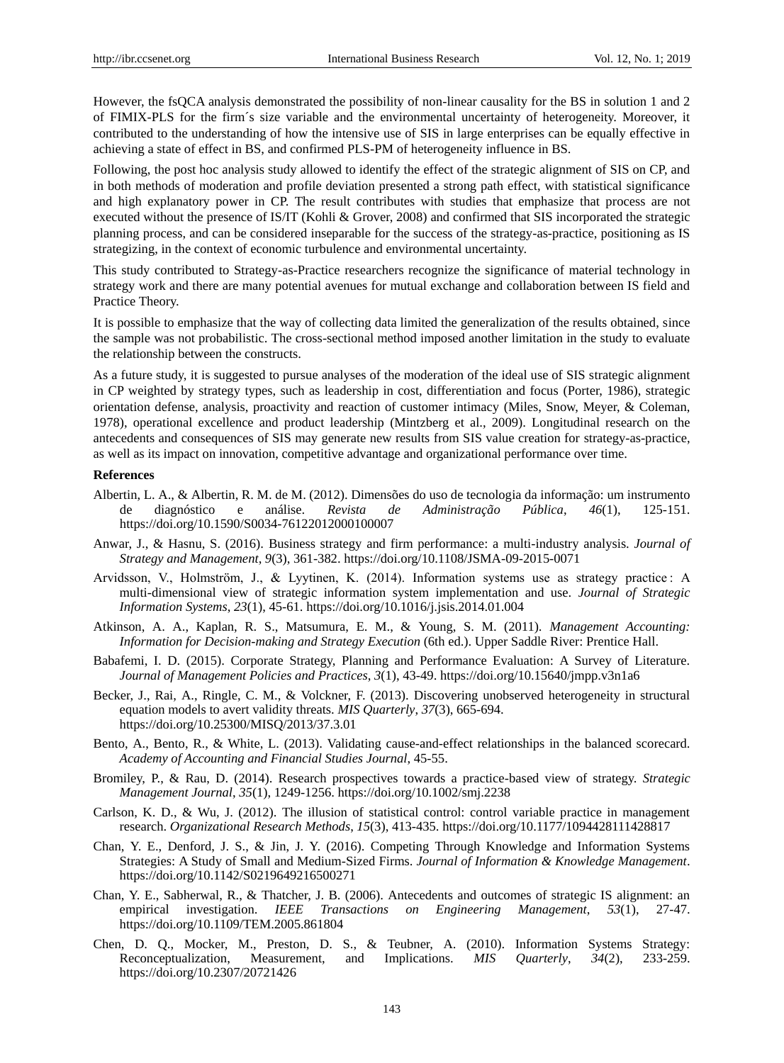However, the fsQCA analysis demonstrated the possibility of non-linear causality for the BS in solution 1 and 2 of FIMIX-PLS for the firm´s size variable and the environmental uncertainty of heterogeneity. Moreover, it contributed to the understanding of how the intensive use of SIS in large enterprises can be equally effective in achieving a state of effect in BS, and confirmed PLS-PM of heterogeneity influence in BS.

Following, the post hoc analysis study allowed to identify the effect of the strategic alignment of SIS on CP, and in both methods of moderation and profile deviation presented a strong path effect, with statistical significance and high explanatory power in CP. The result contributes with studies that emphasize that process are not executed without the presence of IS/IT (Kohli & Grover, 2008) and confirmed that SIS incorporated the strategic planning process, and can be considered inseparable for the success of the strategy-as-practice, positioning as IS strategizing, in the context of economic turbulence and environmental uncertainty.

This study contributed to Strategy-as-Practice researchers recognize the significance of material technology in strategy work and there are many potential avenues for mutual exchange and collaboration between IS field and Practice Theory.

It is possible to emphasize that the way of collecting data limited the generalization of the results obtained, since the sample was not probabilistic. The cross-sectional method imposed another limitation in the study to evaluate the relationship between the constructs.

As a future study, it is suggested to pursue analyses of the moderation of the ideal use of SIS strategic alignment in CP weighted by strategy types, such as leadership in cost, differentiation and focus (Porter, 1986), strategic orientation defense, analysis, proactivity and reaction of customer intimacy (Miles, Snow, Meyer, & Coleman, 1978), operational excellence and product leadership (Mintzberg et al., 2009). Longitudinal research on the antecedents and consequences of SIS may generate new results from SIS value creation for strategy-as-practice, as well as its impact on innovation, competitive advantage and organizational performance over time.

**References**

Albertin, L. A., & Albertin, R. M. de M. (2012). Dimensões do uso de tecnologia da informação: um instrumento de diagnóstico e análise. *Revista de Administração Pública*, *46*(1), 125-151. https://doi.org/10.1590/S0034-76122012000100007

Anwar, J., & Hasnu, S. (2016). Business strategy and firm performance: a multi-industry analysis. *Journal of Strategy and Management*, *9*(3), 361-382. https://doi.org/10.1108/JSMA-09-2015-0071

Arvidsson, V., Holmström, J., & Lyytinen, K. (2014). Information systems use as strategy practice : A multi-dimensional view of strategic information system implementation and use. *Journal of Strategic Information Systems*, *23*(1), 45-61. https://doi.org/10.1016/j.jsis.2014.01.004

Atkinson, A. A., Kaplan, R. S., Matsumura, E. M., & Young, S. M. (2011). *Management Accounting: Information for Decision-making and Strategy Execution* (6th ed.). Upper Saddle River: Prentice Hall.

Babafemi, I. D. (2015). Corporate Strategy, Planning and Performance Evaluation: A Survey of Literature. *Journal of Management Policies and Practices*, *3*(1), 43-49. https://doi.org/10.15640/jmpp.v3n1a6

Becker, J., Rai, A., Ringle, C. M., & Volckner, F. (2013). Discovering unobserved heterogeneity in structural equation models to avert validity threats. *MIS Quarterly*, *37*(3), 665-694. https://doi.org/10.25300/MISQ/2013/37.3.01

Bento, A., Bento, R., & White, L. (2013). Validating cause-and-effect relationships in the balanced scorecard. *Academy of Accounting and Financial Studies Journal*, 45-55.

Bromiley, P., & Rau, D. (2014). Research prospectives towards a practice-based view of strategy. *Strategic Management Journal*, *35*(1), 1249-1256. https://doi.org/10.1002/smj.2238

Carlson, K. D., & Wu, J. (2012). The illusion of statistical control: control variable practice in management research. *Organizational Research Methods*, *15*(3), 413-435. https://doi.org/10.1177/1094428111428817

Chan, Y. E., Denford, J. S., & Jin, J. Y. (2016). Competing Through Knowledge and Information Systems Strategies: A Study of Small and Medium-Sized Firms. *Journal of Information & Knowledge Management*. https://doi.org/10.1142/S0219649216500271

Chan, Y. E., Sabherwal, R., & Thatcher, J. B. (2006). Antecedents and outcomes of strategic IS alignment: an empirical investigation. *IEEE Transactions on Engineering Management, 53*(1), 27-47. https://doi.org/10.1109/TEM.2005.861804

Chen, D. Q., Mocker, M., Preston, D. S., & Teubner, A. (2010). Information Systems Strategy: Reconceptualization, Measurement, and Implications. *MIS Quarterly*, *34*(2), 233-259. https://doi.org/10.2307/20721426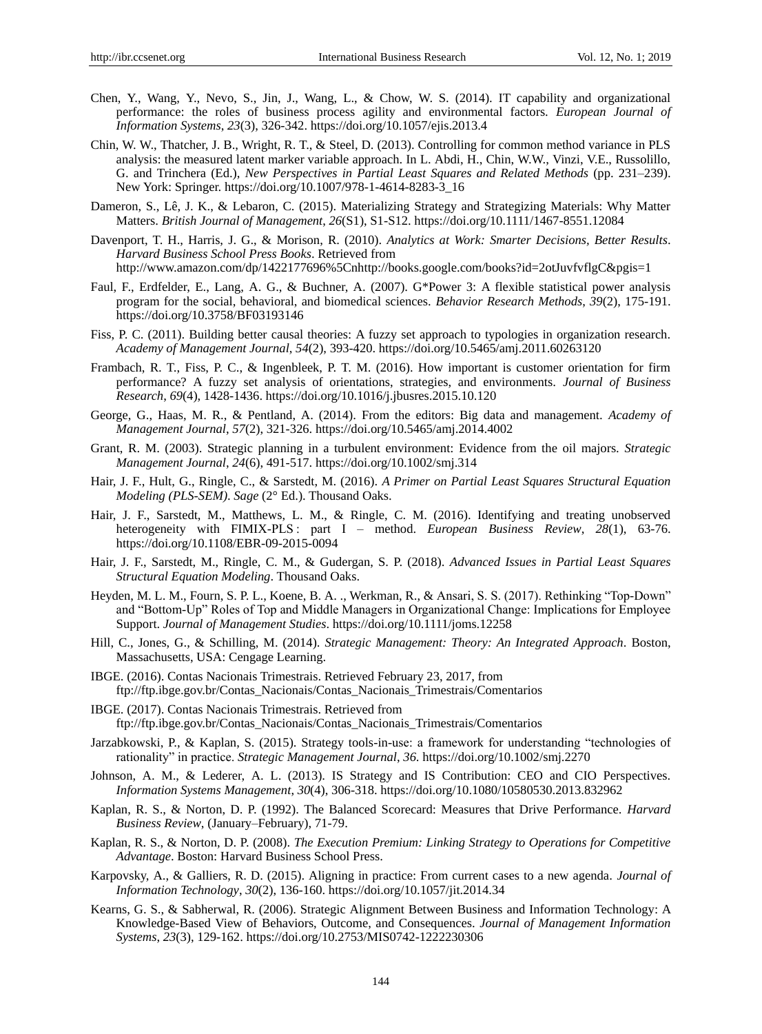Chen, Y., Wang, Y., Nevo, S., Jin, J., Wang, L., & Chow, W. S. (2014). IT capability and organizational performance: the roles of business process agility and environmental factors. *European Journal of Information Systems*, *23*(3), 326-342. https://doi.org/10.1057/ejis.2013.4

Chin, W. W., Thatcher, J. B., Wright, R. T., & Steel, D. (2013). Controlling for common method variance in PLS analysis: the measured latent marker variable approach. In L. Abdi, H., Chin, W.W., Vinzi, V.E., Russolillo, G. and Trinchera (Ed.), *New Perspectives in Partial Least Squares and Related Methods* (pp. 231–239). New York: Springer. https://doi.org/10.1007/978-1-4614-8283-3_16

Dameron, S., Lê, J. K., & Lebaron, C. (2015). Materializing Strategy and Strategizing Materials: Why Matter Matters. *British Journal of Management*, *26*(S1), S1-S12. https://doi.org/10.1111/1467-8551.12084

Davenport, T. H., Harris, J. G., & Morison, R. (2010). *Analytics at Work: Smarter Decisions, Better Results*. *Harvard Business School Press Books*. Retrieved from http://www.amazon.com/dp/1422177696%5Cnhttp://books.google.com/books?id=2otJuvfvflgC&pgis=1

Faul, F., Erdfelder, E., Lang, A. G., & Buchner, A. (2007). G*Power 3: A flexible statistical power analysis program for the social, behavioral, and biomedical sciences. *Behavior Research Methods*, *39*(2), 175-191. https://doi.org/10.3758/BF03193146

Fiss, P. C. (2011). Building better causal theories: A fuzzy set approach to typologies in organization research. *Academy of Management Journal*, *54*(2), 393-420. https://doi.org/10.5465/amj.2011.60263120

Frambach, R. T., Fiss, P. C., & Ingenbleek, P. T. M. (2016). How important is customer orientation for firm performance? A fuzzy set analysis of orientations, strategies, and environments. *Journal of Business Research*, *69*(4), 1428-1436. https://doi.org/10.1016/j.jbusres.2015.10.120

George, G., Haas, M. R., & Pentland, A. (2014). From the editors: Big data and management. *Academy of Management Journal*, *57*(2), 321-326. https://doi.org/10.5465/amj.2014.4002

Grant, R. M. (2003). Strategic planning in a turbulent environment: Evidence from the oil majors. *Strategic Management Journal*, *24*(6), 491-517. https://doi.org/10.1002/smj.314

Hair, J. F., Hult, G., Ringle, C., & Sarstedt, M. (2016). *A Primer on Partial Least Squares Structural Equation Modeling (PLS-SEM)*. *Sage* (2° Ed.). Thousand Oaks.

Hair, J. F., Sarstedt, M., Matthews, L. M., & Ringle, C. M. (2016). Identifying and treating unobserved heterogeneity with FIMIX-PLS : part I – method. *European Business Review*, *28*(1), 63-76. https://doi.org/10.1108/EBR-09-2015-0094

Hair, J. F., Sarstedt, M., Ringle, C. M., & Gudergan, S. P. (2018). *Advanced Issues in Partial Least Squares Structural Equation Modeling*. Thousand Oaks.

Heyden, M. L. M., Fourn, S. P. L., Koene, B. A. ., Werkman, R., & Ansari, S. S. (2017). Rethinking "Top-Down" and "Bottom-Up" Roles of Top and Middle Managers in Organizational Change: Implications for Employee Support. *Journal of Management Studies*. https://doi.org/10.1111/joms.12258

Hill, C., Jones, G., & Schilling, M. (2014). *Strategic Management: Theory: An Integrated Approach*. Boston, Massachusetts, USA: Cengage Learning.

IBGE. (2016). Contas Nacionais Trimestrais. Retrieved February 23, 2017, from ftp://ftp.ibge.gov.br/Contas_Nacionais/Contas_Nacionais_Trimestrais/Comentarios

IBGE. (2017). Contas Nacionais Trimestrais. Retrieved from ftp://ftp.ibge.gov.br/Contas_Nacionais/Contas_Nacionais_Trimestrais/Comentarios

Jarzabkowski, P., & Kaplan, S. (2015). Strategy tools-in-use: a framework for understanding "technologies of rationality" in practice. *Strategic Management Journal*, *36*. https://doi.org/10.1002/smj.2270

Johnson, A. M., & Lederer, A. L. (2013). IS Strategy and IS Contribution: CEO and CIO Perspectives. *Information Systems Management*, *30*(4), 306-318. https://doi.org/10.1080/10580530.2013.832962

Kaplan, R. S., & Norton, D. P. (1992). The Balanced Scorecard: Measures that Drive Performance. *Harvard Business Review*, (January–February), 71-79.

Kaplan, R. S., & Norton, D. P. (2008). *The Execution Premium: Linking Strategy to Operations for Competitive Advantage*. Boston: Harvard Business School Press.

Karpovsky, A., & Galliers, R. D. (2015). Aligning in practice: From current cases to a new agenda. *Journal of Information Technology*, *30*(2), 136-160. https://doi.org/10.1057/jit.2014.34

Kearns, G. S., & Sabherwal, R. (2006). Strategic Alignment Between Business and Information Technology: A Knowledge-Based View of Behaviors, Outcome, and Consequences. *Journal of Management Information Systems*, *23*(3), 129-162. https://doi.org/10.2753/MIS0742-1222230306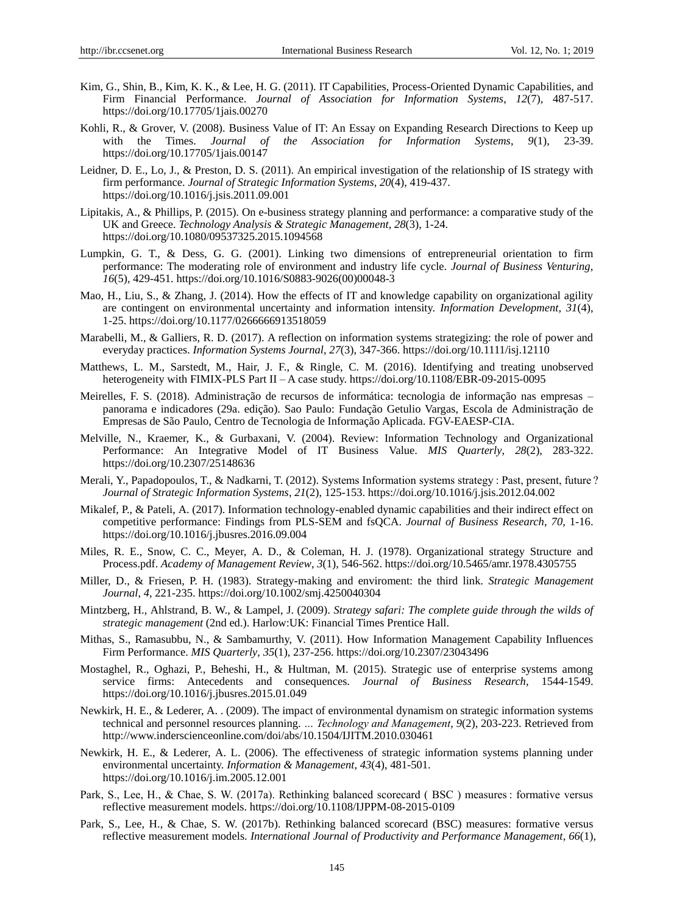Kim, G., Shin, B., Kim, K. K., & Lee, H. G. (2011). IT Capabilities, Process-Oriented Dynamic Capabilities, and Firm Financial Performance. *Journal of Association for Information Systems*, *12*(7), 487-517. https://doi.org/10.17705/1jais.00270

Kohli, R., & Grover, V. (2008). Business Value of IT: An Essay on Expanding Research Directions to Keep up with the Times. *Journal of the Association for Information Systems*, *9*(1), 23-39. https://doi.org/10.17705/1jais.00147

Leidner, D. E., Lo, J., & Preston, D. S. (2011). An empirical investigation of the relationship of IS strategy with firm performance. *Journal of Strategic Information Systems*, *20*(4), 419-437. https://doi.org/10.1016/j.jsis.2011.09.001

Lipitakis, A., & Phillips, P. (2015). On e-business strategy planning and performance: a comparative study of the UK and Greece. *Technology Analysis & Strategic Management*, *28*(3), 1-24. https://doi.org/10.1080/09537325.2015.1094568

Lumpkin, G. T., & Dess, G. G. (2001). Linking two dimensions of entrepreneurial orientation to firm performance: The moderating role of environment and industry life cycle. *Journal of Business Venturing*, *16*(5), 429-451. https://doi.org/10.1016/S0883-9026(00)00048-3

Mao, H., Liu, S., & Zhang, J. (2014). How the effects of IT and knowledge capability on organizational agility are contingent on environmental uncertainty and information intensity. *Information Development*, *31*(4), 1-25. https://doi.org/10.1177/0266666913518059

Marabelli, M., & Galliers, R. D. (2017). A reflection on information systems strategizing: the role of power and everyday practices. *Information Systems Journal*, *27*(3), 347-366. https://doi.org/10.1111/isj.12110

Matthews, L. M., Sarstedt, M., Hair, J. F., & Ringle, C. M. (2016). Identifying and treating unobserved heterogeneity with FIMIX-PLS Part II – A case study. https://doi.org/10.1108/EBR-09-2015-0095

Meirelles, F. S. (2018). Administração de recursos de informática: tecnologia de informação nas empresas – panorama e indicadores (29a. edição). Sao Paulo: Fundação Getulio Vargas, Escola de Administração de Empresas de São Paulo, Centro de Tecnologia de Informação Aplicada. FGV-EAESP-CIA.

Melville, N., Kraemer, K., & Gurbaxani, V. (2004). Review: Information Technology and Organizational Performance: An Integrative Model of IT Business Value. *MIS Quarterly*, *28*(2), 283-322. https://doi.org/10.2307/25148636

Merali, Y., Papadopoulos, T., & Nadkarni, T. (2012). Systems Information systems strategy : Past, present, future ? *Journal of Strategic Information Systems*, *21*(2), 125-153. https://doi.org/10.1016/j.jsis.2012.04.002

Mikalef, P., & Pateli, A. (2017). Information technology-enabled dynamic capabilities and their indirect effect on competitive performance: Findings from PLS-SEM and fsQCA. *Journal of Business Research*, *70*, 1-16. https://doi.org/10.1016/j.jbusres.2016.09.004

Miles, R. E., Snow, C. C., Meyer, A. D., & Coleman, H. J. (1978). Organizational strategy Structure and Process.pdf. *Academy of Management Review*, *3*(1), 546-562. https://doi.org/10.5465/amr.1978.4305755

Miller, D., & Friesen, P. H. (1983). Strategy-making and enviroment: the third link. *Strategic Management Journal*, *4*, 221-235. https://doi.org/10.1002/smj.4250040304

Mintzberg, H., Ahlstrand, B. W., & Lampel, J. (2009). *Strategy safari: The complete guide through the wilds of strategic management* (2nd ed.). Harlow:UK: Financial Times Prentice Hall.

Mithas, S., Ramasubbu, N., & Sambamurthy, V. (2011). How Information Management Capability Influences Firm Performance. *MIS Quarterly*, *35*(1), 237-256. https://doi.org/10.2307/23043496

Mostaghel, R., Oghazi, P., Beheshi, H., & Hultman, M. (2015). Strategic use of enterprise systems among service firms: Antecedents and consequences. *Journal of Business Research*, 1544-1549. https://doi.org/10.1016/j.jbusres.2015.01.049

Newkirk, H. E., & Lederer, A. . (2009). The impact of environmental dynamism on strategic information systems technical and personnel resources planning. *... Technology and Management*, *9*(2), 203-223. Retrieved from http://www.inderscienceonline.com/doi/abs/10.1504/IJITM.2010.030461

Newkirk, H. E., & Lederer, A. L. (2006). The effectiveness of strategic information systems planning under environmental uncertainty. *Information & Management*, *43*(4), 481-501. https://doi.org/10.1016/j.im.2005.12.001

Park, S., Lee, H., & Chae, S. W. (2017a). Rethinking balanced scorecard ( BSC ) measures : formative versus reflective measurement models. https://doi.org/10.1108/IJPPM-08-2015-0109

Park, S., Lee, H., & Chae, S. W. (2017b). Rethinking balanced scorecard (BSC) measures: formative versus reflective measurement models. *International Journal of Productivity and Performance Management*, *66*(1),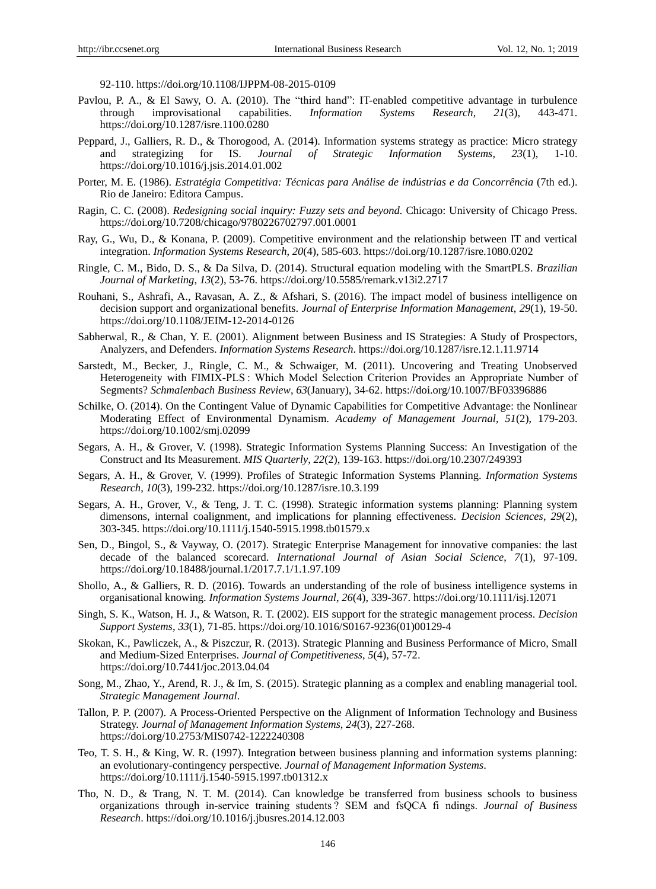92-110. https://doi.org/10.1108/IJPPM-08-2015-0109

Pavlou, P. A., & El Sawy, O. A. (2010). The "third hand": IT-enabled competitive advantage in turbulence through improvisational capabilities. *Information Systems Research*, *21*(3), 443-471. https://doi.org/10.1287/isre.1100.0280

Peppard, J., Galliers, R. D., & Thorogood, A. (2014). Information systems strategy as practice: Micro strategy and strategizing for IS. *Journal of Strategic Information Systems*, *23*(1), 1-10. https://doi.org/10.1016/j.jsis.2014.01.002

Porter, M. E. (1986). *Estratégia Competitiva: Técnicas para Análise de indústrias e da Concorrência* (7th ed.). Rio de Janeiro: Editora Campus.

Ragin, C. C. (2008). *Redesigning social inquiry: Fuzzy sets and beyond.* Chicago: University of Chicago Press. https://doi.org/10.7208/chicago/9780226702797.001.0001

Ray, G., Wu, D., & Konana, P. (2009). Competitive environment and the relationship between IT and vertical integration. *Information Systems Research*, *20*(4), 585-603. https://doi.org/10.1287/isre.1080.0202

Ringle, C. M., Bido, D. S., & Da Silva, D. (2014). Structural equation modeling with the SmartPLS. *Brazilian Journal of Marketing*, *13*(2), 53-76. https://doi.org/10.5585/remark.v13i2.2717

Rouhani, S., Ashrafi, A., Ravasan, A. Z., & Afshari, S. (2016). The impact model of business intelligence on decision support and organizational benefits. *Journal of Enterprise Information Management*, *29*(1), 19-50. https://doi.org/10.1108/JEIM-12-2014-0126

Sabherwal, R., & Chan, Y. E. (2001). Alignment between Business and IS Strategies: A Study of Prospectors, Analyzers, and Defenders. *Information Systems Research*. https://doi.org/10.1287/isre.12.1.11.9714

Sarstedt, M., Becker, J., Ringle, C. M., & Schwaiger, M. (2011). Uncovering and Treating Unobserved Heterogeneity with FIMIX-PLS : Which Model Selection Criterion Provides an Appropriate Number of Segments? *Schmalenbach Business Review*, *63*(January), 34-62. https://doi.org/10.1007/BF03396886

Schilke, O. (2014). On the Contingent Value of Dynamic Capabilities for Competitive Advantage: the Nonlinear Moderating Effect of Environmental Dynamism. *Academy of Management Journal*, *51*(2), 179-203. https://doi.org/10.1002/smj.02099

Segars, A. H., & Grover, V. (1998). Strategic Information Systems Planning Success: An Investigation of the Construct and Its Measurement. *MIS Quarterly*, *22*(2), 139-163. https://doi.org/10.2307/249393

Segars, A. H., & Grover, V. (1999). Profiles of Strategic Information Systems Planning. *Information Systems Research*, *10*(3), 199-232. https://doi.org/10.1287/isre.10.3.199

Segars, A. H., Grover, V., & Teng, J. T. C. (1998). Strategic information systems planning: Planning system dimensons, internal coalignment, and implications for planning effectiveness. *Decision Sciences*, *29*(2), 303-345. https://doi.org/10.1111/j.1540-5915.1998.tb01579.x

Sen, D., Bingol, S., & Vayway, O. (2017). Strategic Enterprise Management for innovative companies: the last decade of the balanced scorecard. *International Journal of Asian Social Science*, *7*(1), 97-109. https://doi.org/10.18488/journal.1/2017.7.1/1.1.97.109

Shollo, A., & Galliers, R. D. (2016). Towards an understanding of the role of business intelligence systems in organisational knowing. *Information Systems Journal*, *26*(4), 339-367. https://doi.org/10.1111/isj.12071

Singh, S. K., Watson, H. J., & Watson, R. T. (2002). EIS support for the strategic management process. *Decision Support Systems*, *33*(1), 71-85. https://doi.org/10.1016/S0167-9236(01)00129-4

Skokan, K., Pawliczek, A., & Piszczur, R. (2013). Strategic Planning and Business Performance of Micro, Small and Medium-Sized Enterprises. *Journal of Competitiveness*, *5*(4), 57-72. https://doi.org/10.7441/joc.2013.04.04

Song, M., Zhao, Y., Arend, R. J., & Im, S. (2015). Strategic planning as a complex and enabling managerial tool. *Strategic Management Journal*.

Tallon, P. P. (2007). A Process-Oriented Perspective on the Alignment of Information Technology and Business Strategy. *Journal of Management Information Systems*, *24*(3), 227-268. https://doi.org/10.2753/MIS0742-1222240308

Teo, T. S. H., & King, W. R. (1997). Integration between business planning and information systems planning: an evolutionary-contingency perspective. *Journal of Management Information Systems*. https://doi.org/10.1111/j.1540-5915.1997.tb01312.x

Tho, N. D., & Trang, N. T. M. (2014). Can knowledge be transferred from business schools to business organizations through in-service training students ? SEM and fsQCA fi ndings. *Journal of Business Research*. https://doi.org/10.1016/j.jbusres.2014.12.003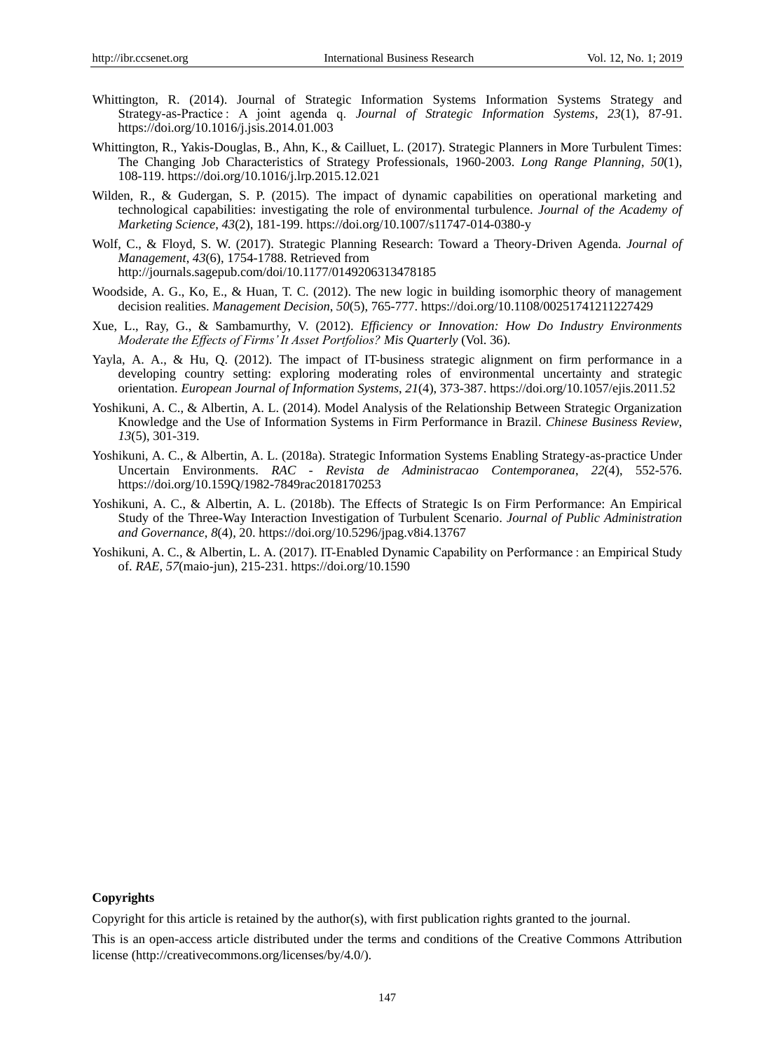Whittington, R. (2014). Journal of Strategic Information Systems Information Systems Strategy and Strategy-as-Practice : A joint agenda q. *Journal of Strategic Information Systems*, *23*(1), 87-91. https://doi.org/10.1016/j.jsis.2014.01.003

Whittington, R., Yakis-Douglas, B., Ahn, K., & Cailluet, L. (2017). Strategic Planners in More Turbulent Times: The Changing Job Characteristics of Strategy Professionals, 1960-2003. *Long Range Planning*, *50*(1), 108-119. https://doi.org/10.1016/j.lrp.2015.12.021

Wilden, R., & Gudergan, S. P. (2015). The impact of dynamic capabilities on operational marketing and technological capabilities: investigating the role of environmental turbulence. *Journal of the Academy of Marketing Science*, *43*(2), 181-199. https://doi.org/10.1007/s11747-014-0380-y

Wolf, C., & Floyd, S. W. (2017). Strategic Planning Research: Toward a Theory-Driven Agenda. *Journal of Management*, *43*(6), 1754-1788. Retrieved from http://journals.sagepub.com/doi/10.1177/0149206313478185

Woodside, A. G., Ko, E., & Huan, T. C. (2012). The new logic in building isomorphic theory of management decision realities. *Management Decision*, *50*(5), 765-777. https://doi.org/10.1108/00251741211227429

Xue, L., Ray, G., & Sambamurthy, V. (2012). *Efficiency or Innovation: How Do Industry Environments Moderate the Effects of Firms' It Asset Portfolios? Mis Quarterly* (Vol. 36).

Yayla, A. A., & Hu, Q. (2012). The impact of IT-business strategic alignment on firm performance in a developing country setting: exploring moderating roles of environmental uncertainty and strategic orientation. *European Journal of Information Systems*, *21*(4), 373-387. https://doi.org/10.1057/ejis.2011.52

Yoshikuni, A. C., & Albertin, A. L. (2014). Model Analysis of the Relationship Between Strategic Organization Knowledge and the Use of Information Systems in Firm Performance in Brazil. *Chinese Business Review*, *13*(5), 301-319.

Yoshikuni, A. C., & Albertin, A. L. (2018a). Strategic Information Systems Enabling Strategy-as-practice Under Uncertain Environments. *RAC - Revista de Administracao Contemporanea*, *22*(4), 552-576. https://doi.org/10.159Q/1982-7849rac2018170253

Yoshikuni, A. C., & Albertin, A. L. (2018b). The Effects of Strategic Is on Firm Performance: An Empirical Study of the Three-Way Interaction Investigation of Turbulent Scenario. *Journal of Public Administration and Governance*, *8*(4), 20. https://doi.org/10.5296/jpag.v8i4.13767

Yoshikuni, A. C., & Albertin, L. A. (2017). IT-Enabled Dynamic Capability on Performance : an Empirical Study of. *RAE*, *57*(maio-jun), 215-231. https://doi.org/10.1590

**Copyrights**

Copyright for this article is retained by the author(s), with first publication rights granted to the journal.

This is an open-access article distributed under the terms and conditions of the Creative Commons Attribution license (http://creativecommons.org/licenses/by/4.0/).